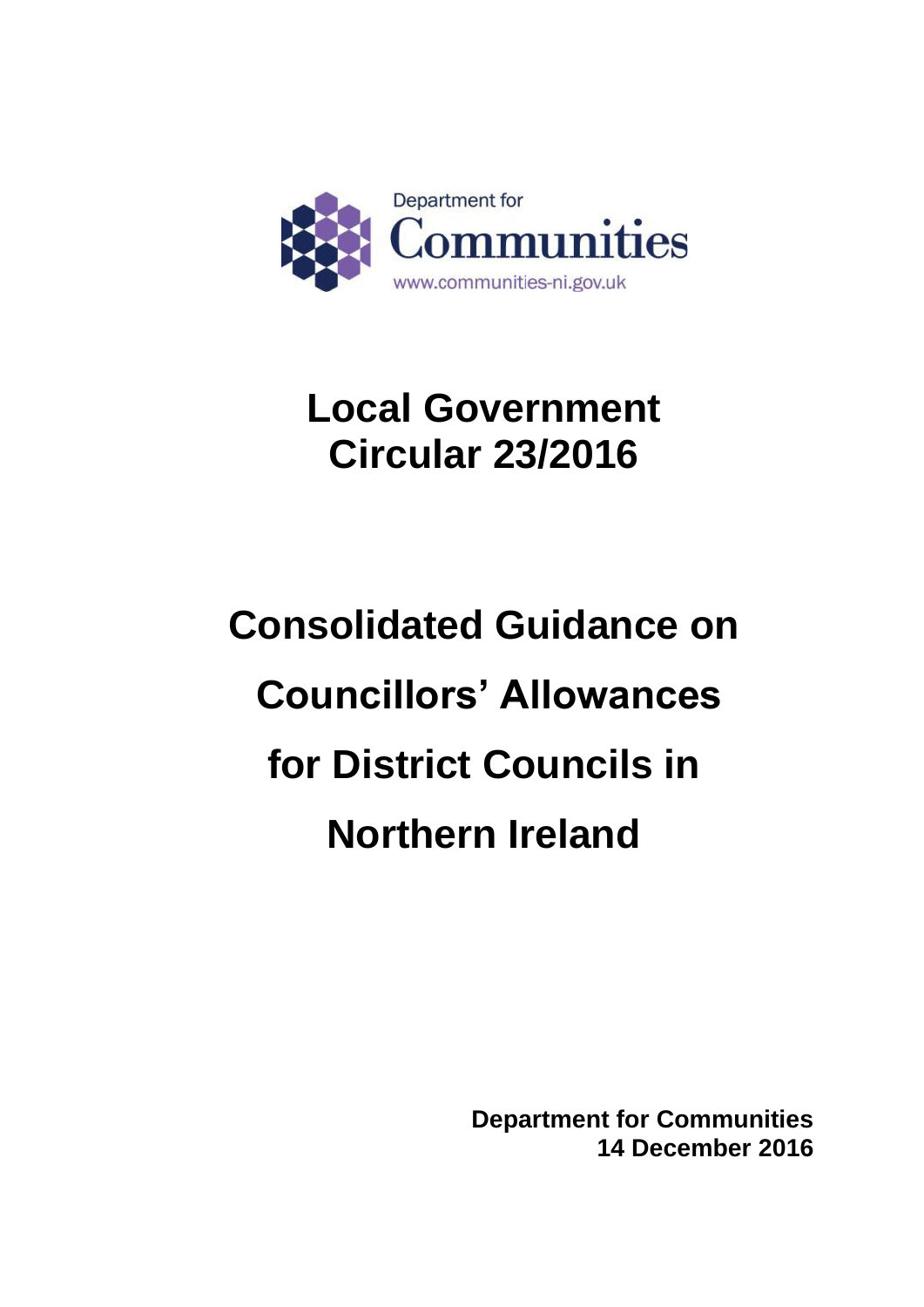Department for Communities

www.communities-ni.gov.uk

# Local Government Circular 23/2016

# Consolidated Guidance on Councillors' Allowances for District Councils in Northern Ireland

**Department for Communities**
**14 December 2016**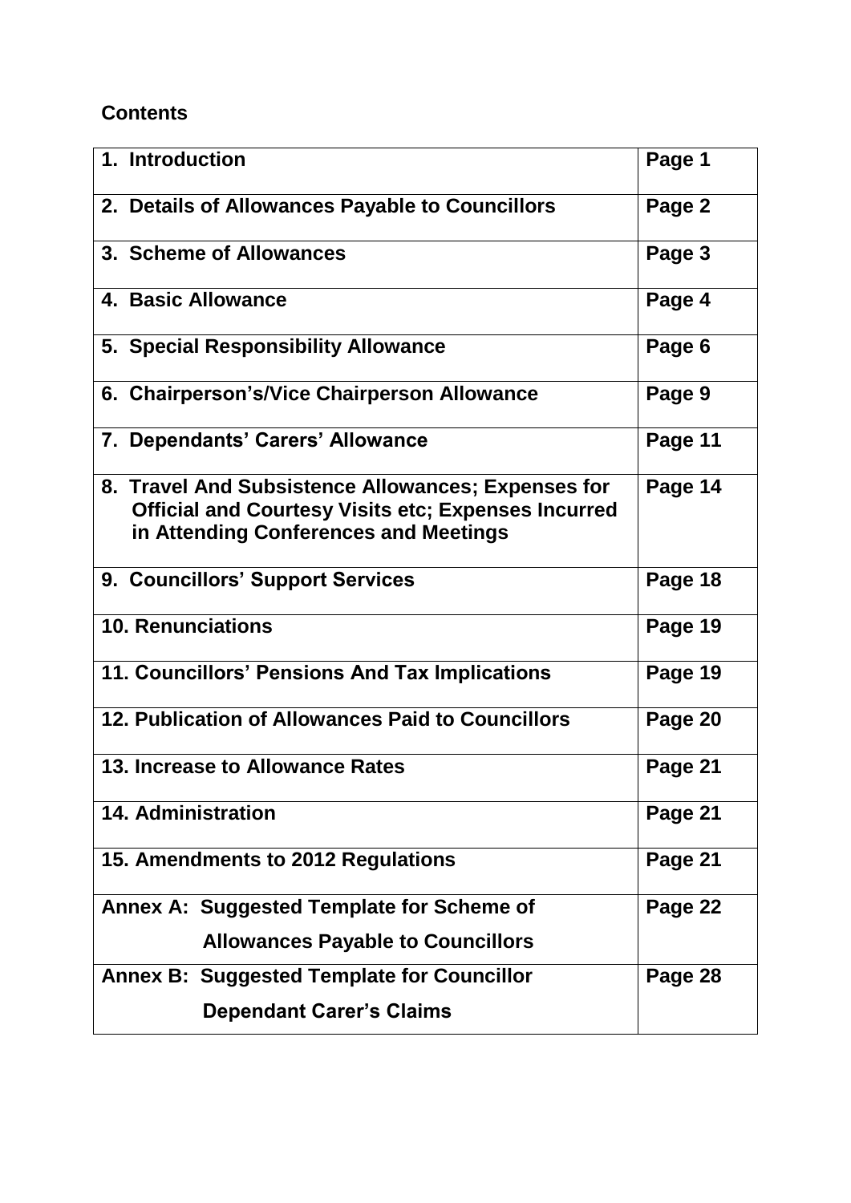**Contents**

| | |
|---|---|
| **1. Introduction** | **Page 1** |
| **2. Details of Allowances Payable to Councillors** | **Page 2** |
| **3. Scheme of Allowances** | **Page 3** |
| **4. Basic Allowance** | **Page 4** |
| **5. Special Responsibility Allowance** | **Page 6** |
| **6. Chairperson's/Vice Chairperson Allowance** | **Page 9** |
| **7. Dependants' Carers' Allowance** | **Page 11** |
| **8. Travel And Subsistence Allowances; Expenses for Official and Courtesy Visits etc; Expenses Incurred in Attending Conferences and Meetings** | **Page 14** |
| **9. Councillors' Support Services** | **Page 18** |
| **10. Renunciations** | **Page 19** |
| **11. Councillors' Pensions And Tax Implications** | **Page 19** |
| **12. Publication of Allowances Paid to Councillors** | **Page 20** |
| **13. Increase to Allowance Rates** | **Page 21** |
| **14. Administration** | **Page 21** |
| **15. Amendments to 2012 Regulations** | **Page 21** |
| **Annex A: Suggested Template for Scheme of Allowances Payable to Councillors** | **Page 22** |
| **Annex B: Suggested Template for Councillor Dependant Carer's Claims** | **Page 28** |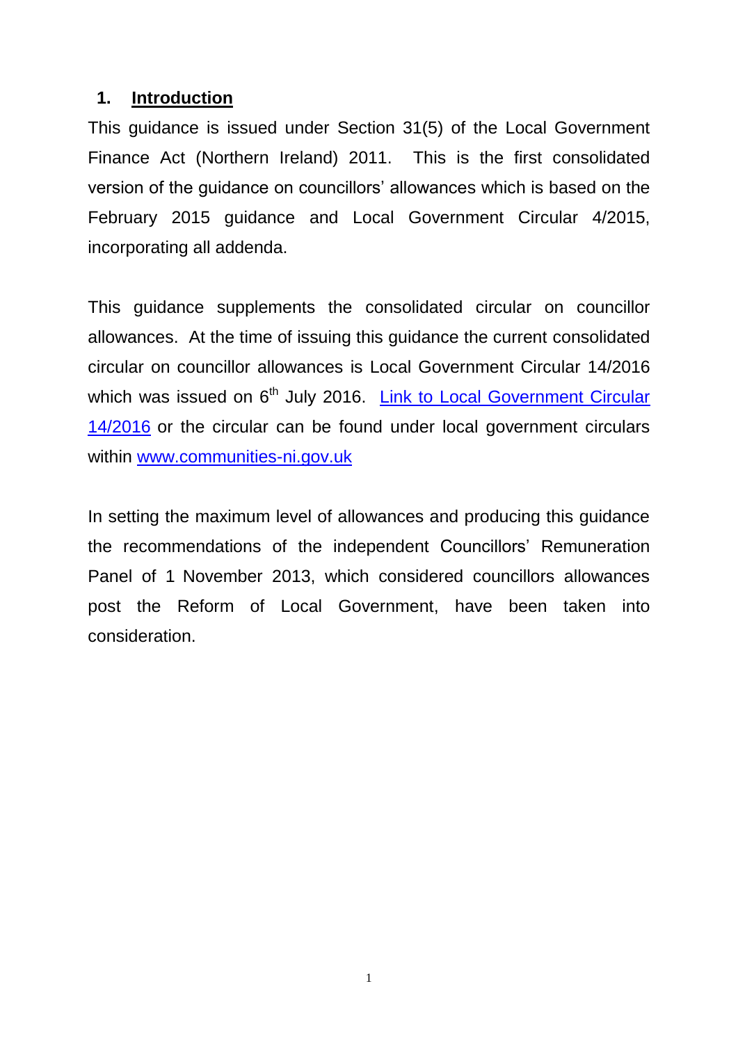## 1. Introduction

This guidance is issued under Section 31(5) of the Local Government Finance Act (Northern Ireland) 2011. This is the first consolidated version of the guidance on councillors' allowances which is based on the February 2015 guidance and Local Government Circular 4/2015, incorporating all addenda.

This guidance supplements the consolidated circular on councillor allowances. At the time of issuing this guidance the current consolidated circular on councillor allowances is Local Government Circular 14/2016 which was issued on 6th July 2016. Link to Local Government Circular 14/2016 or the circular can be found under local government circulars within www.communities-ni.gov.uk

In setting the maximum level of allowances and producing this guidance the recommendations of the independent Councillors' Remuneration Panel of 1 November 2013, which considered councillors allowances post the Reform of Local Government, have been taken into consideration.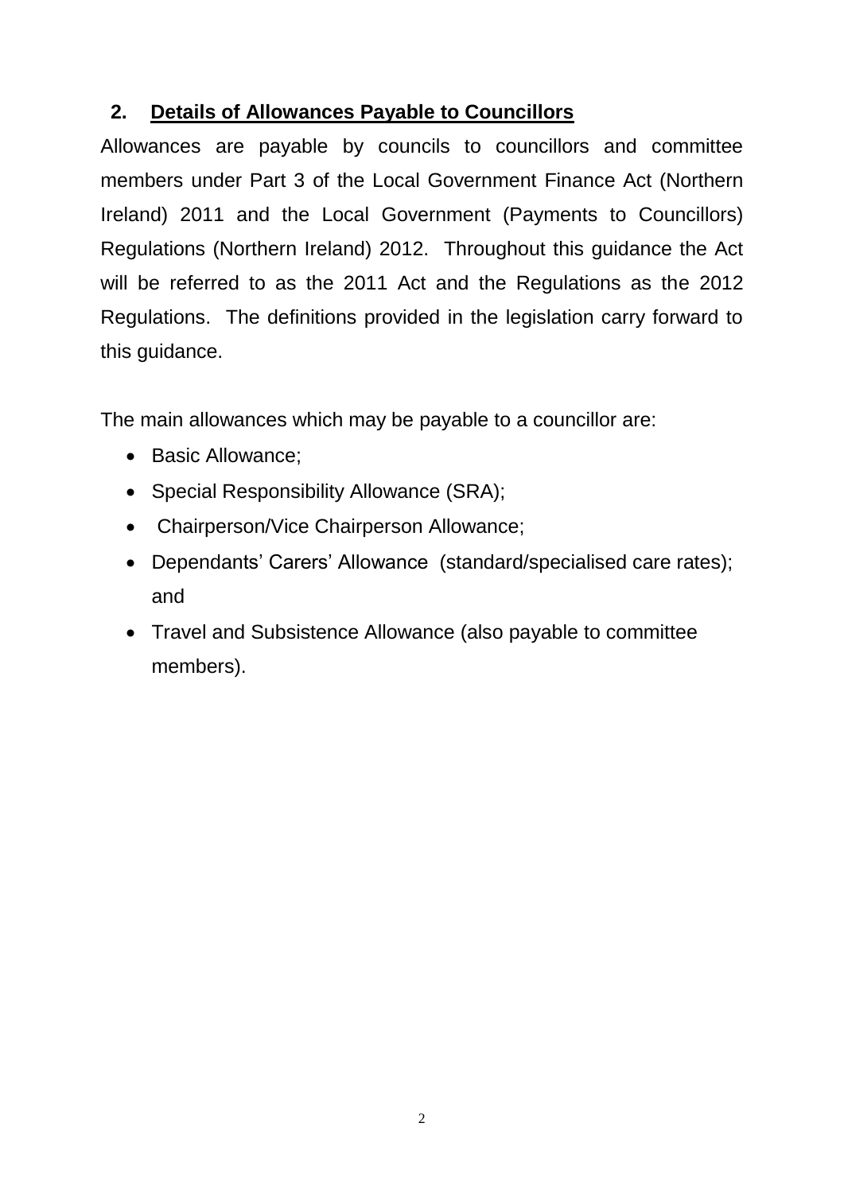## 2. Details of Allowances Payable to Councillors

Allowances are payable by councils to councillors and committee members under Part 3 of the Local Government Finance Act (Northern Ireland) 2011 and the Local Government (Payments to Councillors) Regulations (Northern Ireland) 2012. Throughout this guidance the Act will be referred to as the 2011 Act and the Regulations as the 2012 Regulations. The definitions provided in the legislation carry forward to this guidance.

The main allowances which may be payable to a councillor are:

- Basic Allowance;
- Special Responsibility Allowance (SRA);
- Chairperson/Vice Chairperson Allowance;
- Dependants' Carers' Allowance (standard/specialised care rates); and
- Travel and Subsistence Allowance (also payable to committee members).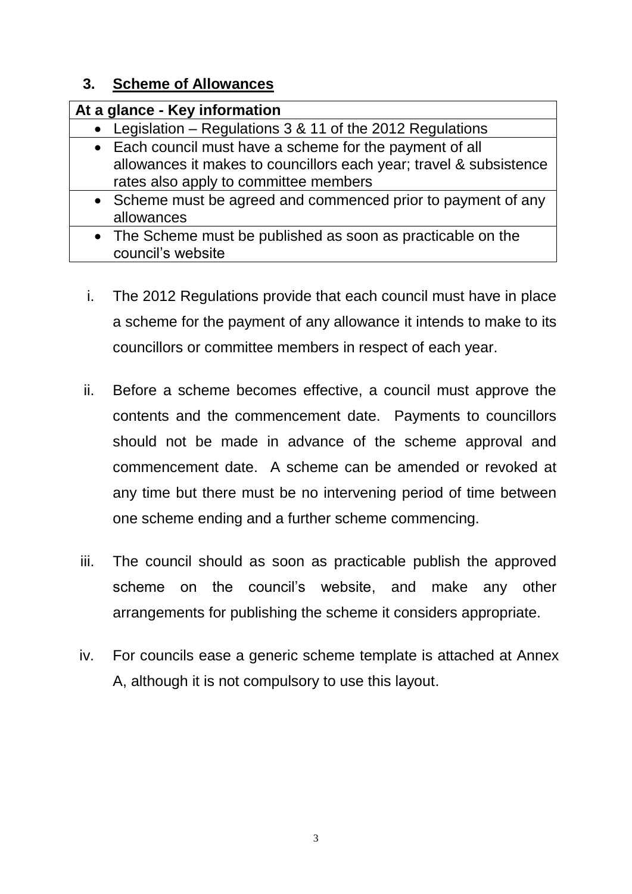## 3. Scheme of Allowances

| At a glance - Key information |
|---|
| • Legislation – Regulations 3 & 11 of the 2012 Regulations |
| • Each council must have a scheme for the payment of all allowances it makes to councillors each year; travel & subsistence rates also apply to committee members |
| • Scheme must be agreed and commenced prior to payment of any allowances |
| • The Scheme must be published as soon as practicable on the council's website |

i. The 2012 Regulations provide that each council must have in place a scheme for the payment of any allowance it intends to make to its councillors or committee members in respect of each year.

ii. Before a scheme becomes effective, a council must approve the contents and the commencement date. Payments to councillors should not be made in advance of the scheme approval and commencement date. A scheme can be amended or revoked at any time but there must be no intervening period of time between one scheme ending and a further scheme commencing.

iii. The council should as soon as practicable publish the approved scheme on the council's website, and make any other arrangements for publishing the scheme it considers appropriate.

iv. For councils ease a generic scheme template is attached at Annex A, although it is not compulsory to use this layout.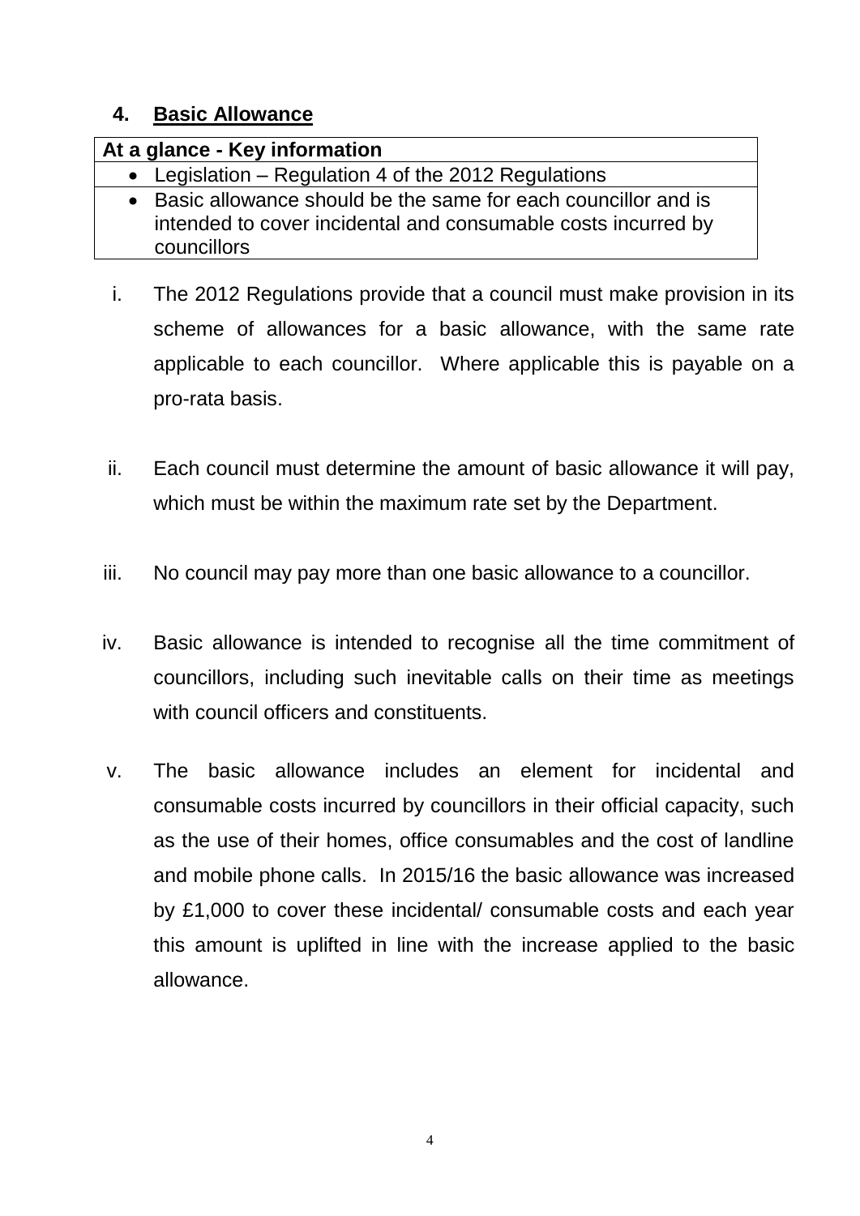## 4. Basic Allowance

| At a glance - Key information |
| --- |
| • Legislation – Regulation 4 of the 2012 Regulations |
| • Basic allowance should be the same for each councillor and is intended to cover incidental and consumable costs incurred by councillors |

i. The 2012 Regulations provide that a council must make provision in its scheme of allowances for a basic allowance, with the same rate applicable to each councillor. Where applicable this is payable on a pro-rata basis.

ii. Each council must determine the amount of basic allowance it will pay, which must be within the maximum rate set by the Department.

iii. No council may pay more than one basic allowance to a councillor.

iv. Basic allowance is intended to recognise all the time commitment of councillors, including such inevitable calls on their time as meetings with council officers and constituents.

v. The basic allowance includes an element for incidental and consumable costs incurred by councillors in their official capacity, such as the use of their homes, office consumables and the cost of landline and mobile phone calls. In 2015/16 the basic allowance was increased by £1,000 to cover these incidental/ consumable costs and each year this amount is uplifted in line with the increase applied to the basic allowance.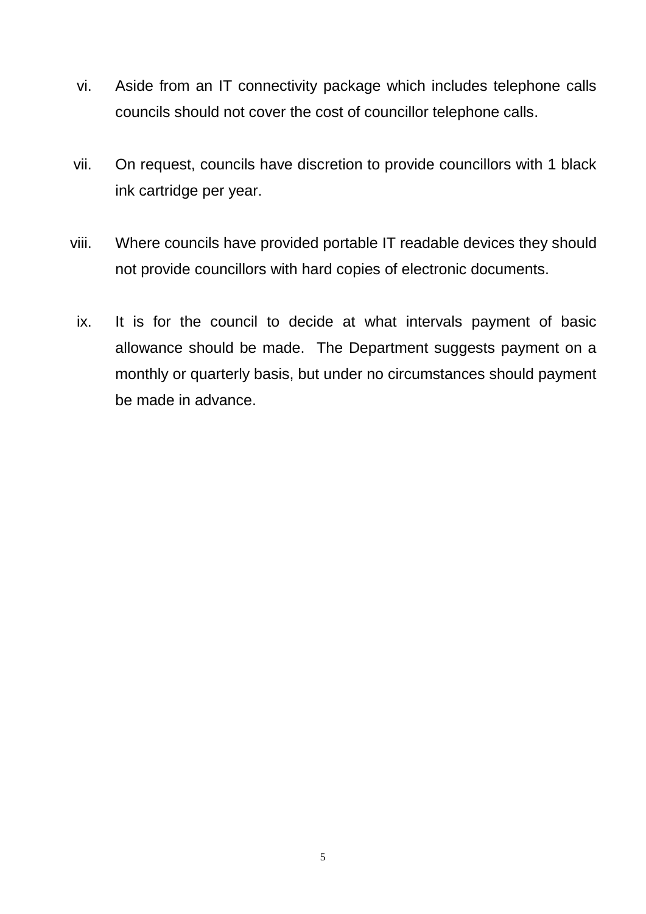vi. Aside from an IT connectivity package which includes telephone calls councils should not cover the cost of councillor telephone calls.

vii. On request, councils have discretion to provide councillors with 1 black ink cartridge per year.

viii. Where councils have provided portable IT readable devices they should not provide councillors with hard copies of electronic documents.

ix. It is for the council to decide at what intervals payment of basic allowance should be made. The Department suggests payment on a monthly or quarterly basis, but under no circumstances should payment be made in advance.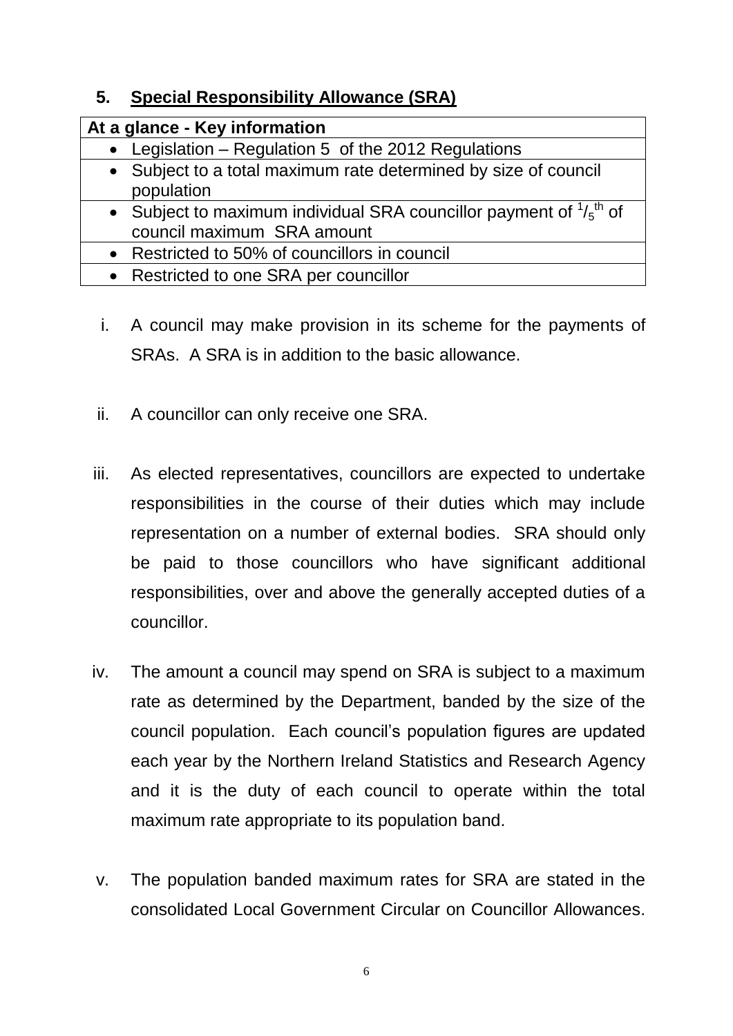## 5. Special Responsibility Allowance (SRA)

| At a glance - Key information |
|---|
| • Legislation – Regulation 5 of the 2012 Regulations |
| • Subject to a total maximum rate determined by size of council population |
| • Subject to maximum individual SRA councillor payment of $^{1}/_{5}{}^{th}$ of council maximum SRA amount |
| • Restricted to 50% of councillors in council |
| • Restricted to one SRA per councillor |

i. A council may make provision in its scheme for the payments of SRAs. A SRA is in addition to the basic allowance.

ii. A councillor can only receive one SRA.

iii. As elected representatives, councillors are expected to undertake responsibilities in the course of their duties which may include representation on a number of external bodies. SRA should only be paid to those councillors who have significant additional responsibilities, over and above the generally accepted duties of a councillor.

iv. The amount a council may spend on SRA is subject to a maximum rate as determined by the Department, banded by the size of the council population. Each council's population figures are updated each year by the Northern Ireland Statistics and Research Agency and it is the duty of each council to operate within the total maximum rate appropriate to its population band.

v. The population banded maximum rates for SRA are stated in the consolidated Local Government Circular on Councillor Allowances.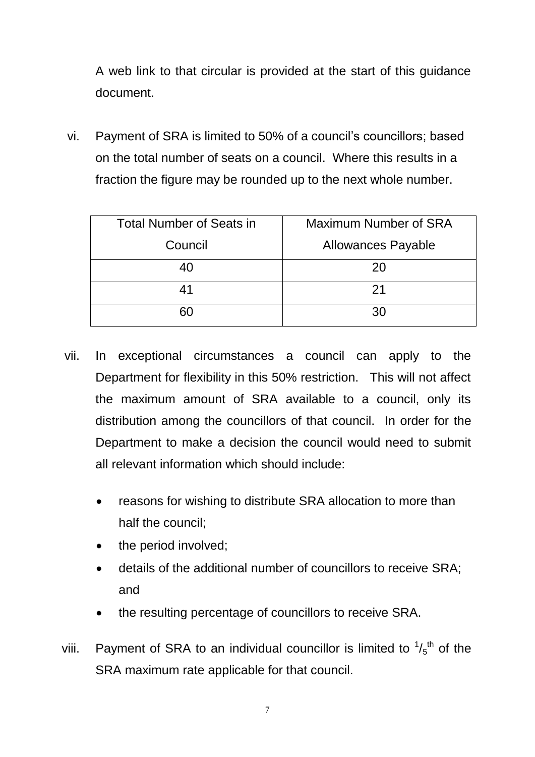A web link to that circular is provided at the start of this guidance document.

vi. Payment of SRA is limited to 50% of a council's councillors; based on the total number of seats on a council. Where this results in a fraction the figure may be rounded up to the next whole number.

| Total Number of Seats in Council | Maximum Number of SRA Allowances Payable |
| --- | --- |
| 40 | 20 |
| 41 | 21 |
| 60 | 30 |

vii. In exceptional circumstances a council can apply to the Department for flexibility in this 50% restriction. This will not affect the maximum amount of SRA available to a council, only its distribution among the councillors of that council. In order for the Department to make a decision the council would need to submit all relevant information which should include:

- reasons for wishing to distribute SRA allocation to more than half the council;
- the period involved;
- details of the additional number of councillors to receive SRA; and
- the resulting percentage of councillors to receive SRA.

viii. Payment of SRA to an individual councillor is limited to $^{1}/_{5}{}^{th}$ of the SRA maximum rate applicable for that council.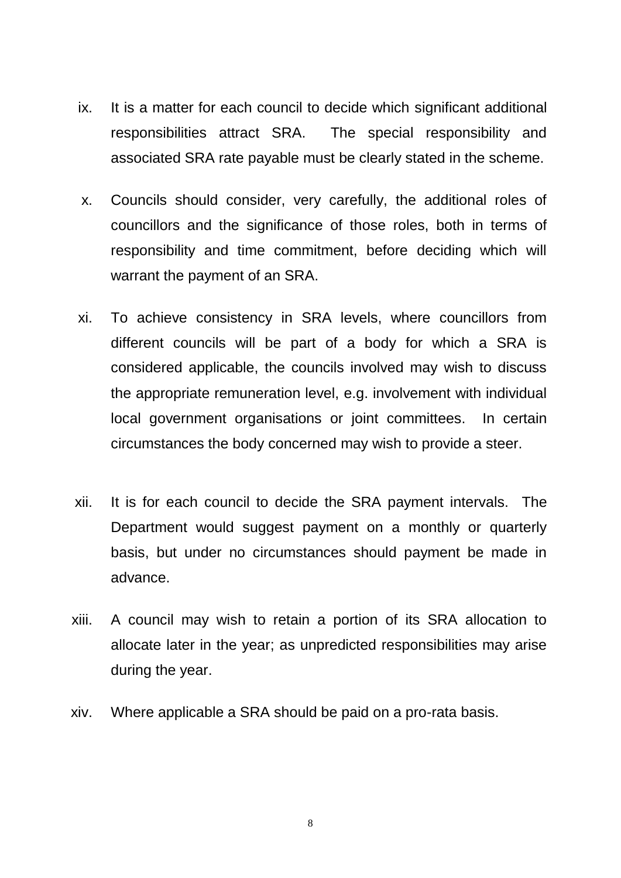ix. It is a matter for each council to decide which significant additional responsibilities attract SRA. The special responsibility and associated SRA rate payable must be clearly stated in the scheme.

x. Councils should consider, very carefully, the additional roles of councillors and the significance of those roles, both in terms of responsibility and time commitment, before deciding which will warrant the payment of an SRA.

xi. To achieve consistency in SRA levels, where councillors from different councils will be part of a body for which a SRA is considered applicable, the councils involved may wish to discuss the appropriate remuneration level, e.g. involvement with individual local government organisations or joint committees. In certain circumstances the body concerned may wish to provide a steer.

xii. It is for each council to decide the SRA payment intervals. The Department would suggest payment on a monthly or quarterly basis, but under no circumstances should payment be made in advance.

xiii. A council may wish to retain a portion of its SRA allocation to allocate later in the year; as unpredicted responsibilities may arise during the year.

xiv. Where applicable a SRA should be paid on a pro-rata basis.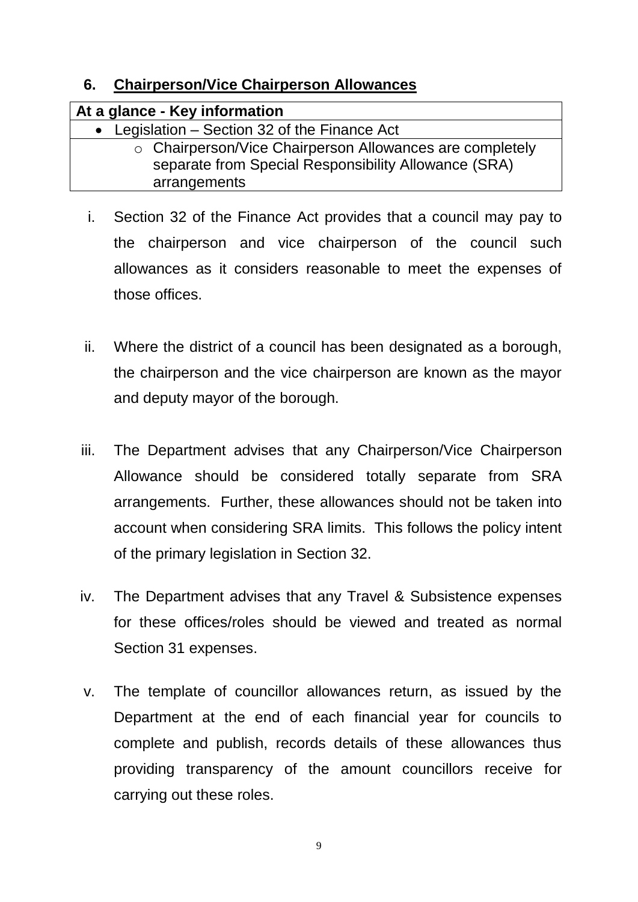## 6. Chairperson/Vice Chairperson Allowances

| At a glance - Key information |
| --- |
| • Legislation – Section 32 of the Finance Act |
| ○ Chairperson/Vice Chairperson Allowances are completely separate from Special Responsibility Allowance (SRA) arrangements |

i. Section 32 of the Finance Act provides that a council may pay to the chairperson and vice chairperson of the council such allowances as it considers reasonable to meet the expenses of those offices.

ii. Where the district of a council has been designated as a borough, the chairperson and the vice chairperson are known as the mayor and deputy mayor of the borough.

iii. The Department advises that any Chairperson/Vice Chairperson Allowance should be considered totally separate from SRA arrangements. Further, these allowances should not be taken into account when considering SRA limits. This follows the policy intent of the primary legislation in Section 32.

iv. The Department advises that any Travel & Subsistence expenses for these offices/roles should be viewed and treated as normal Section 31 expenses.

v. The template of councillor allowances return, as issued by the Department at the end of each financial year for councils to complete and publish, records details of these allowances thus providing transparency of the amount councillors receive for carrying out these roles.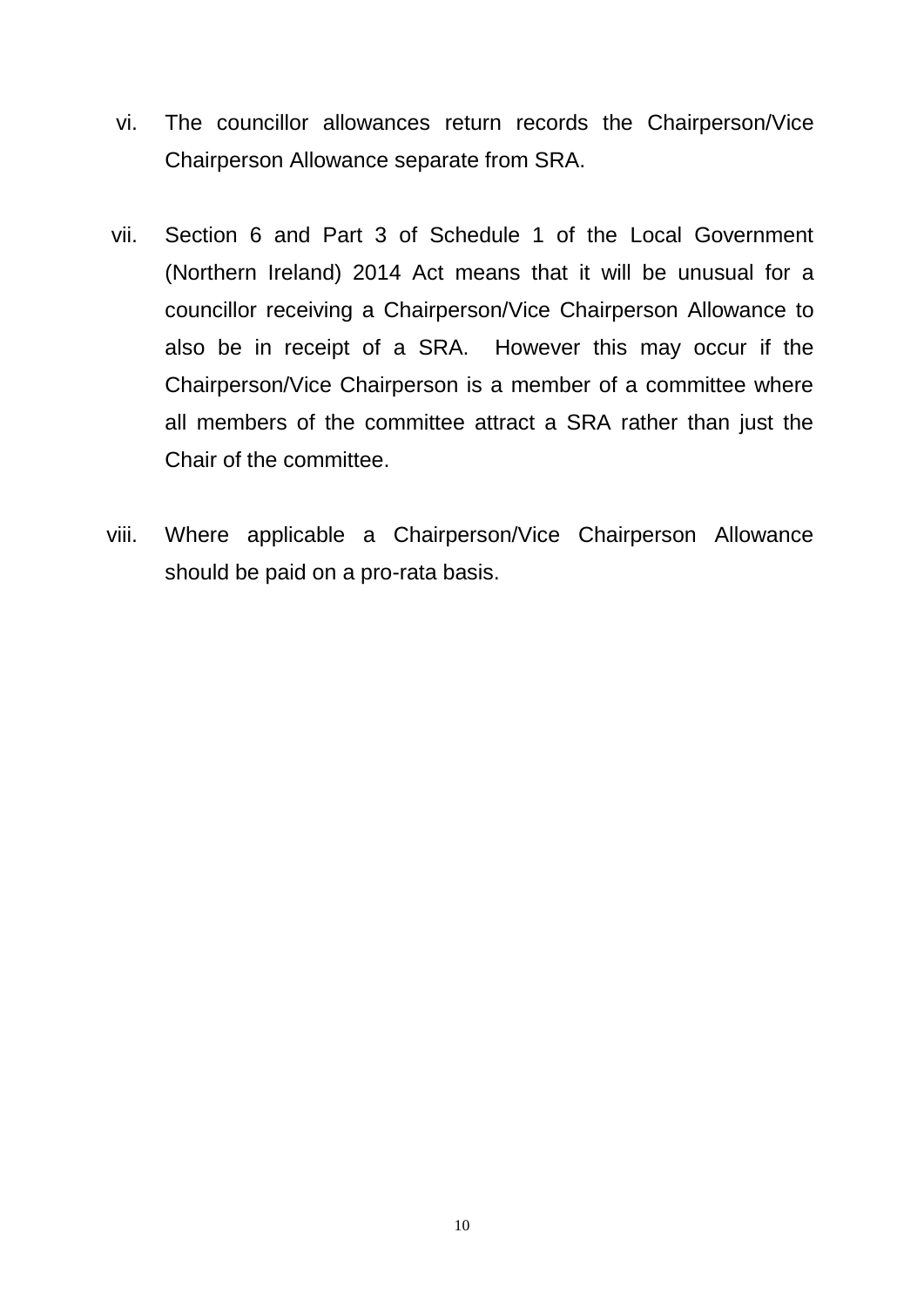vi. The councillor allowances return records the Chairperson/Vice Chairperson Allowance separate from SRA.

vii. Section 6 and Part 3 of Schedule 1 of the Local Government (Northern Ireland) 2014 Act means that it will be unusual for a councillor receiving a Chairperson/Vice Chairperson Allowance to also be in receipt of a SRA. However this may occur if the Chairperson/Vice Chairperson is a member of a committee where all members of the committee attract a SRA rather than just the Chair of the committee.

viii. Where applicable a Chairperson/Vice Chairperson Allowance should be paid on a pro-rata basis.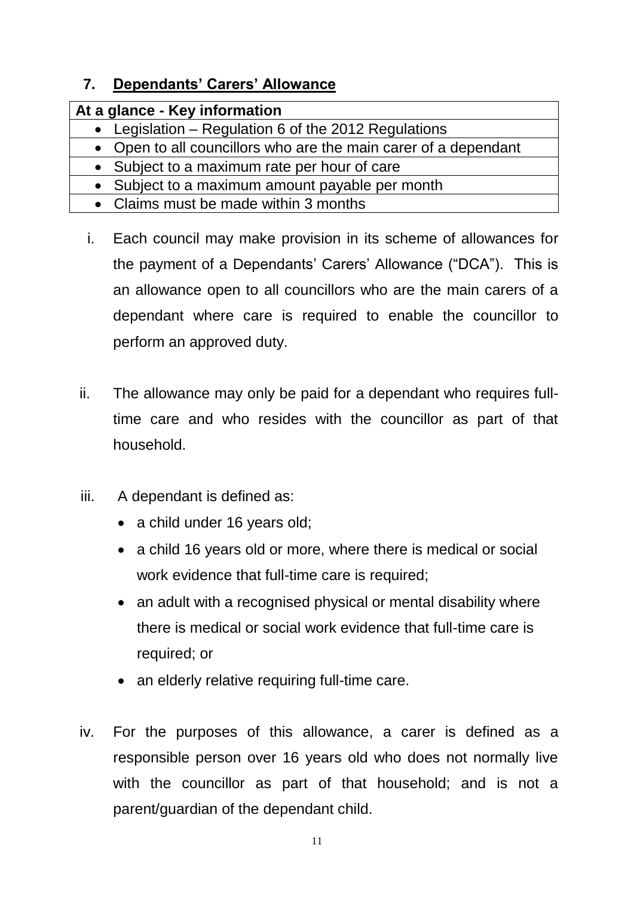## 7. Dependants' Carers' Allowance

| At a glance - Key information |
| --- |
| • Legislation – Regulation 6 of the 2012 Regulations |
| • Open to all councillors who are the main carer of a dependant |
| • Subject to a maximum rate per hour of care |
| • Subject to a maximum amount payable per month |
| • Claims must be made within 3 months |

i. Each council may make provision in its scheme of allowances for the payment of a Dependants' Carers' Allowance ("DCA"). This is an allowance open to all councillors who are the main carers of a dependant where care is required to enable the councillor to perform an approved duty.

ii. The allowance may only be paid for a dependant who requires full-time care and who resides with the councillor as part of that household.

iii. A dependant is defined as:

- a child under 16 years old;
- a child 16 years old or more, where there is medical or social work evidence that full-time care is required;
- an adult with a recognised physical or mental disability where there is medical or social work evidence that full-time care is required; or
- an elderly relative requiring full-time care.

iv. For the purposes of this allowance, a carer is defined as a responsible person over 16 years old who does not normally live with the councillor as part of that household; and is not a parent/guardian of the dependant child.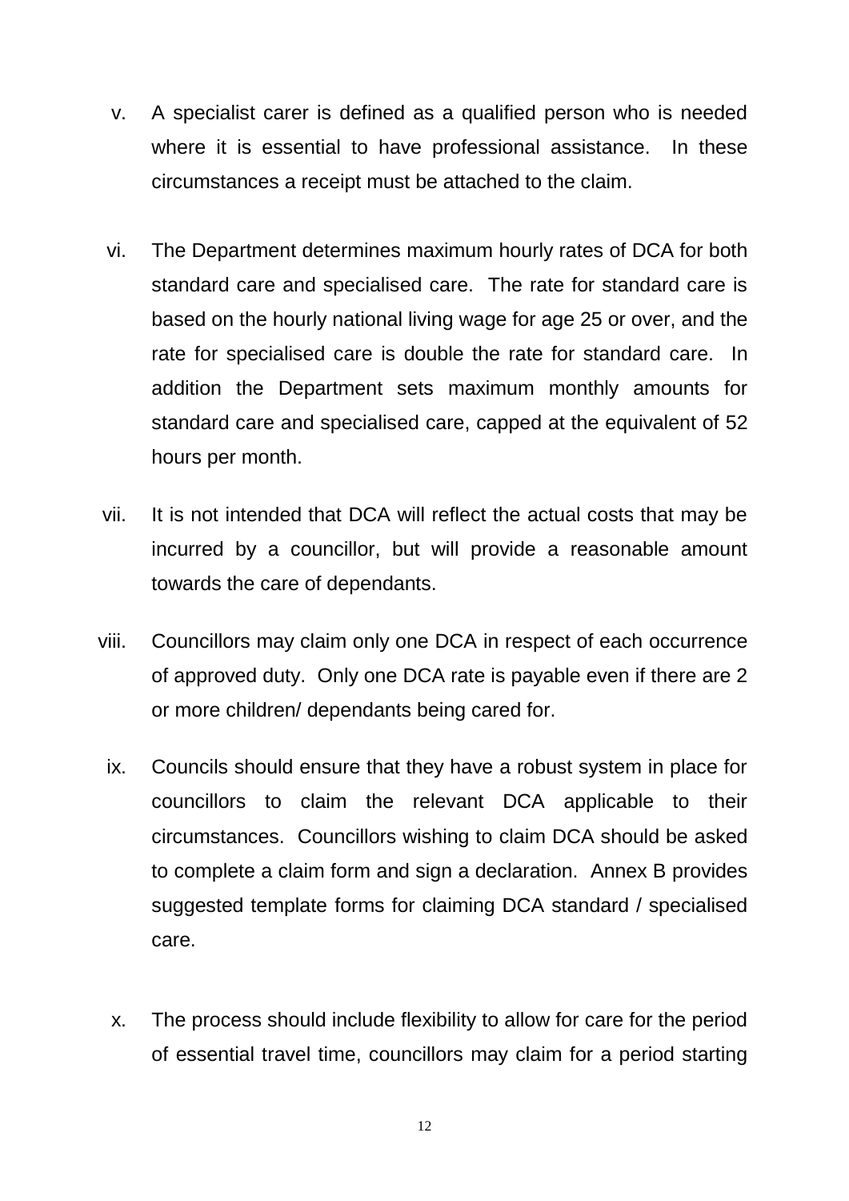v. A specialist carer is defined as a qualified person who is needed where it is essential to have professional assistance. In these circumstances a receipt must be attached to the claim.

vi. The Department determines maximum hourly rates of DCA for both standard care and specialised care. The rate for standard care is based on the hourly national living wage for age 25 or over, and the rate for specialised care is double the rate for standard care. In addition the Department sets maximum monthly amounts for standard care and specialised care, capped at the equivalent of 52 hours per month.

vii. It is not intended that DCA will reflect the actual costs that may be incurred by a councillor, but will provide a reasonable amount towards the care of dependants.

viii. Councillors may claim only one DCA in respect of each occurrence of approved duty. Only one DCA rate is payable even if there are 2 or more children/ dependants being cared for.

ix. Councils should ensure that they have a robust system in place for councillors to claim the relevant DCA applicable to their circumstances. Councillors wishing to claim DCA should be asked to complete a claim form and sign a declaration. Annex B provides suggested template forms for claiming DCA standard / specialised care.

x. The process should include flexibility to allow for care for the period of essential travel time, councillors may claim for a period starting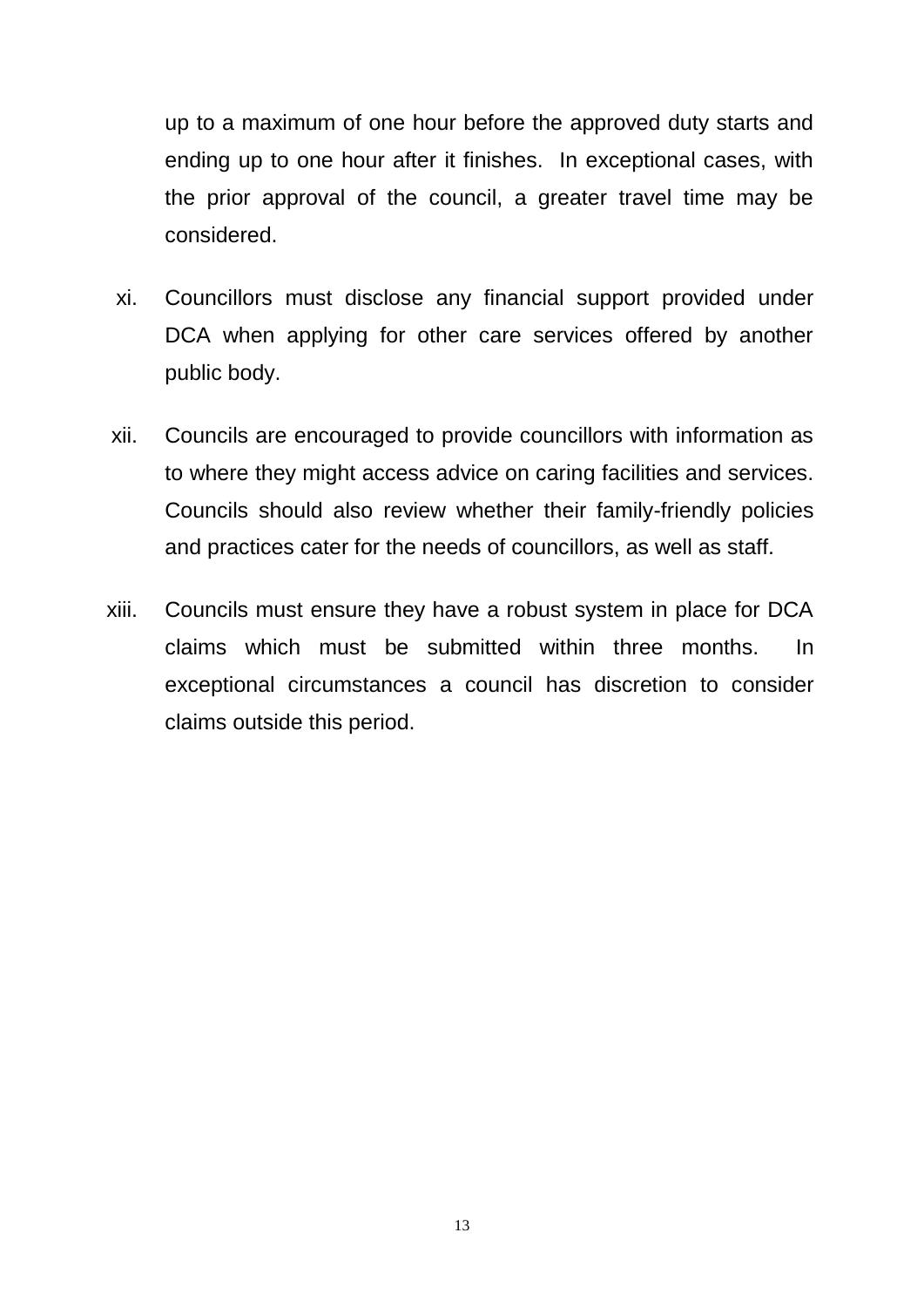up to a maximum of one hour before the approved duty starts and ending up to one hour after it finishes. In exceptional cases, with the prior approval of the council, a greater travel time may be considered.

xi. Councillors must disclose any financial support provided under DCA when applying for other care services offered by another public body.

xii. Councils are encouraged to provide councillors with information as to where they might access advice on caring facilities and services. Councils should also review whether their family-friendly policies and practices cater for the needs of councillors, as well as staff.

xiii. Councils must ensure they have a robust system in place for DCA claims which must be submitted within three months. In exceptional circumstances a council has discretion to consider claims outside this period.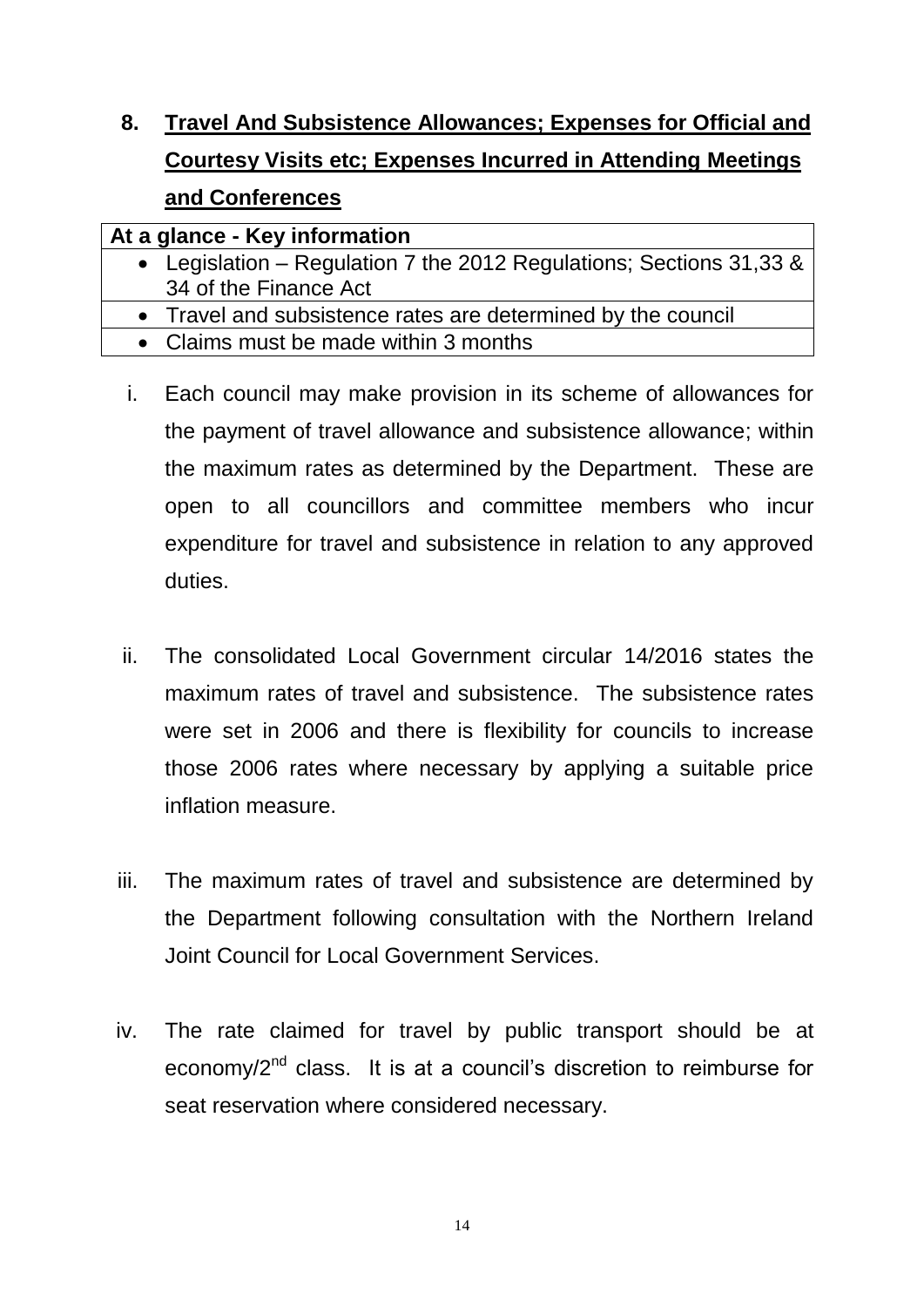## 8. Travel And Subsistence Allowances; Expenses for Official and Courtesy Visits etc; Expenses Incurred in Attending Meetings and Conferences

| At a glance - Key information |
| --- |
| • Legislation – Regulation 7 the 2012 Regulations; Sections 31,33 & 34 of the Finance Act |
| • Travel and subsistence rates are determined by the council |
| • Claims must be made within 3 months |

i. Each council may make provision in its scheme of allowances for the payment of travel allowance and subsistence allowance; within the maximum rates as determined by the Department. These are open to all councillors and committee members who incur expenditure for travel and subsistence in relation to any approved duties.

ii. The consolidated Local Government circular 14/2016 states the maximum rates of travel and subsistence. The subsistence rates were set in 2006 and there is flexibility for councils to increase those 2006 rates where necessary by applying a suitable price inflation measure.

iii. The maximum rates of travel and subsistence are determined by the Department following consultation with the Northern Ireland Joint Council for Local Government Services.

iv. The rate claimed for travel by public transport should be at economy/2nd class. It is at a council's discretion to reimburse for seat reservation where considered necessary.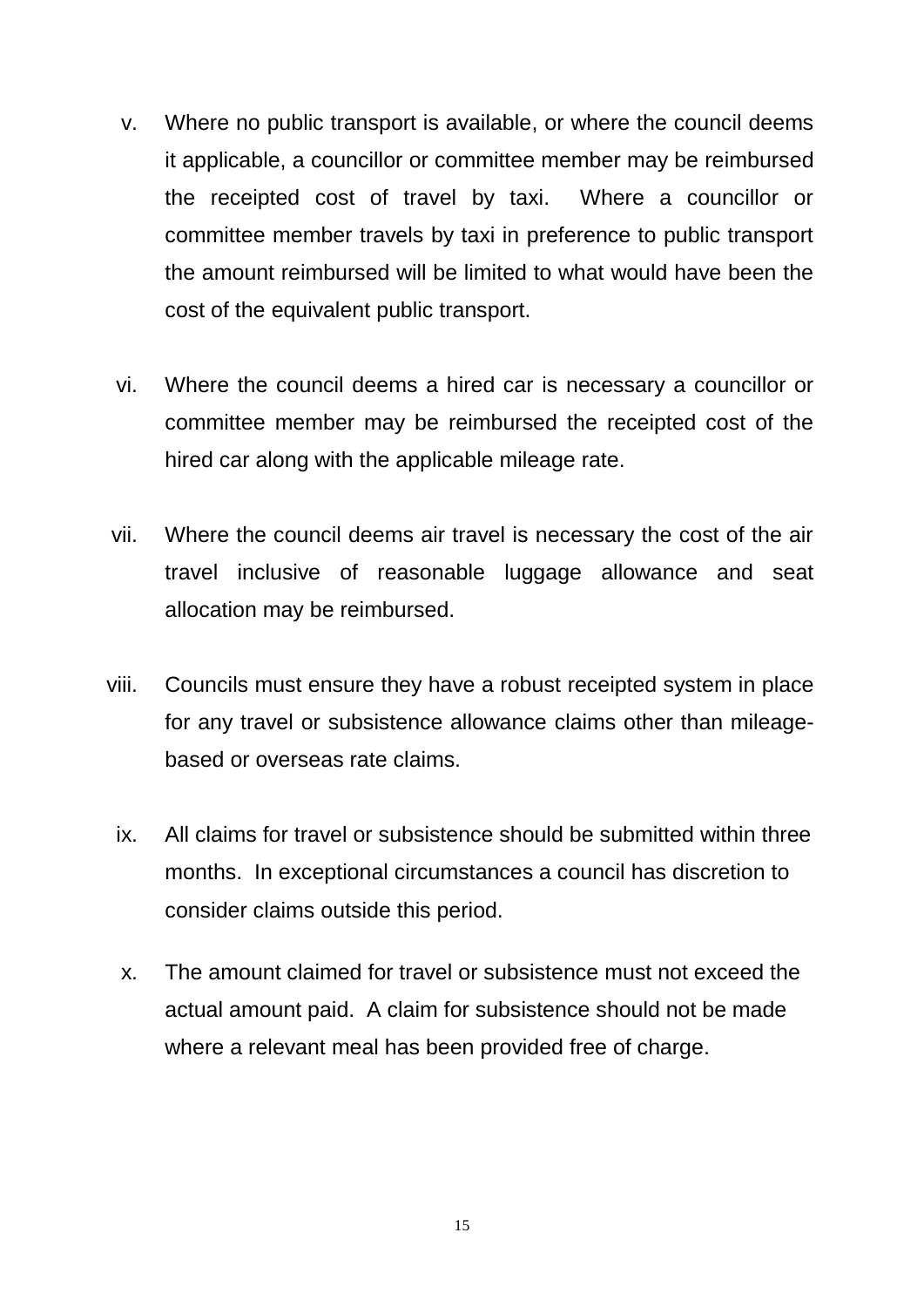v. Where no public transport is available, or where the council deems it applicable, a councillor or committee member may be reimbursed the receipted cost of travel by taxi. Where a councillor or committee member travels by taxi in preference to public transport the amount reimbursed will be limited to what would have been the cost of the equivalent public transport.

vi. Where the council deems a hired car is necessary a councillor or committee member may be reimbursed the receipted cost of the hired car along with the applicable mileage rate.

vii. Where the council deems air travel is necessary the cost of the air travel inclusive of reasonable luggage allowance and seat allocation may be reimbursed.

viii. Councils must ensure they have a robust receipted system in place for any travel or subsistence allowance claims other than mileage-based or overseas rate claims.

ix. All claims for travel or subsistence should be submitted within three months. In exceptional circumstances a council has discretion to consider claims outside this period.

x. The amount claimed for travel or subsistence must not exceed the actual amount paid. A claim for subsistence should not be made where a relevant meal has been provided free of charge.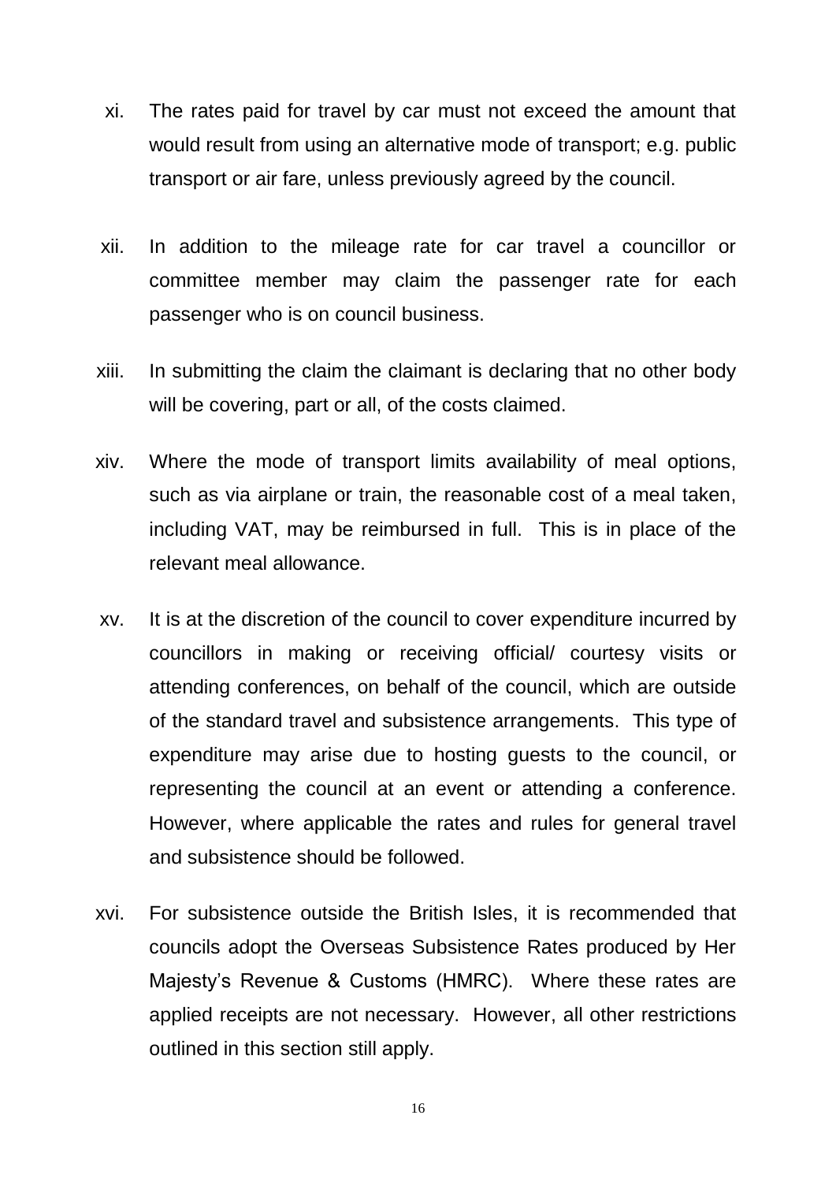xi. The rates paid for travel by car must not exceed the amount that would result from using an alternative mode of transport; e.g. public transport or air fare, unless previously agreed by the council.

xii. In addition to the mileage rate for car travel a councillor or committee member may claim the passenger rate for each passenger who is on council business.

xiii. In submitting the claim the claimant is declaring that no other body will be covering, part or all, of the costs claimed.

xiv. Where the mode of transport limits availability of meal options, such as via airplane or train, the reasonable cost of a meal taken, including VAT, may be reimbursed in full. This is in place of the relevant meal allowance.

xv. It is at the discretion of the council to cover expenditure incurred by councillors in making or receiving official/ courtesy visits or attending conferences, on behalf of the council, which are outside of the standard travel and subsistence arrangements. This type of expenditure may arise due to hosting guests to the council, or representing the council at an event or attending a conference. However, where applicable the rates and rules for general travel and subsistence should be followed.

xvi. For subsistence outside the British Isles, it is recommended that councils adopt the Overseas Subsistence Rates produced by Her Majesty's Revenue & Customs (HMRC). Where these rates are applied receipts are not necessary. However, all other restrictions outlined in this section still apply.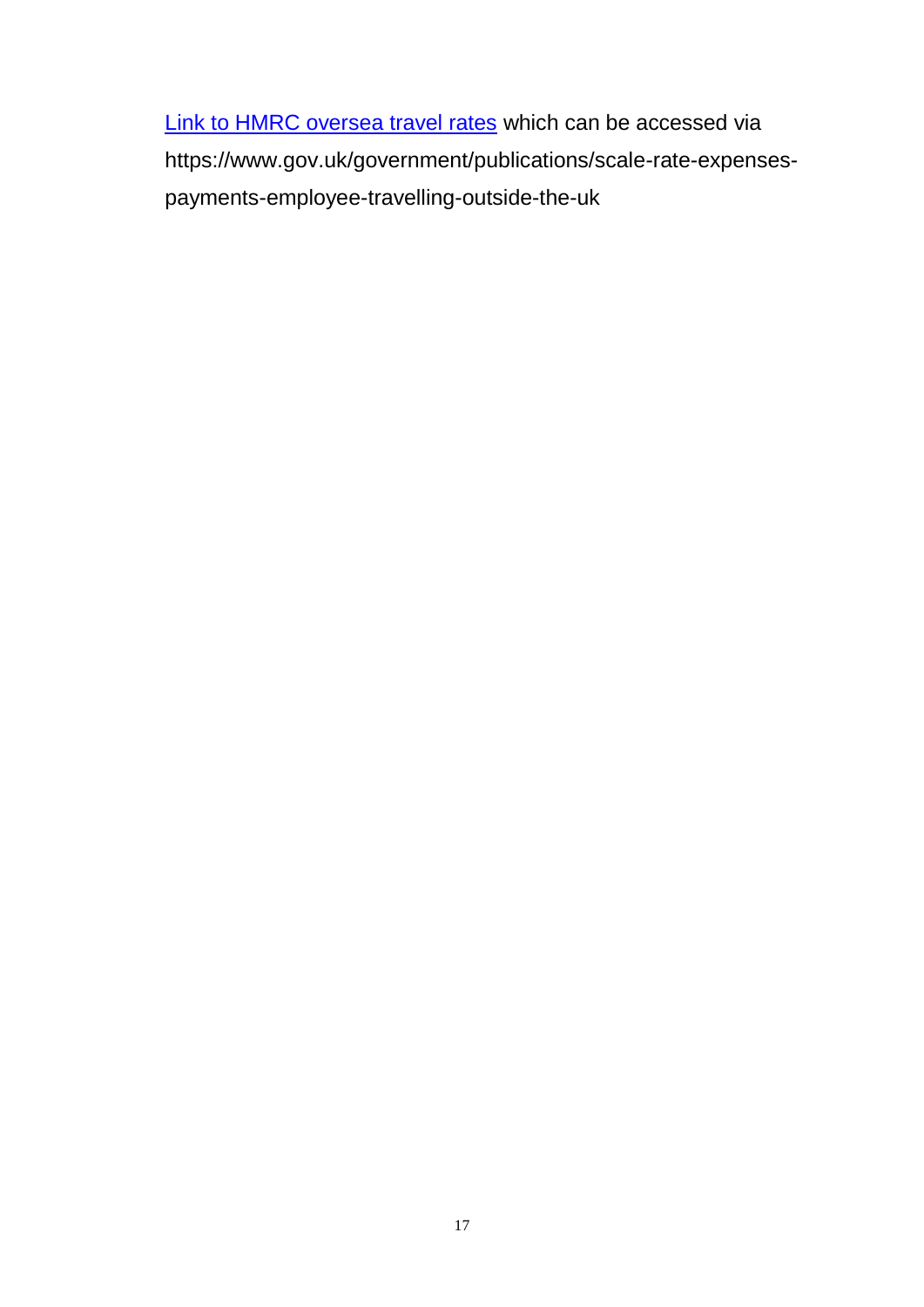[Link to HMRC oversea travel rates](https://www.gov.uk/government/publications/scale-rate-expenses-payments-employee-travelling-outside-the-uk) which can be accessed via https://www.gov.uk/government/publications/scale-rate-expenses-payments-employee-travelling-outside-the-uk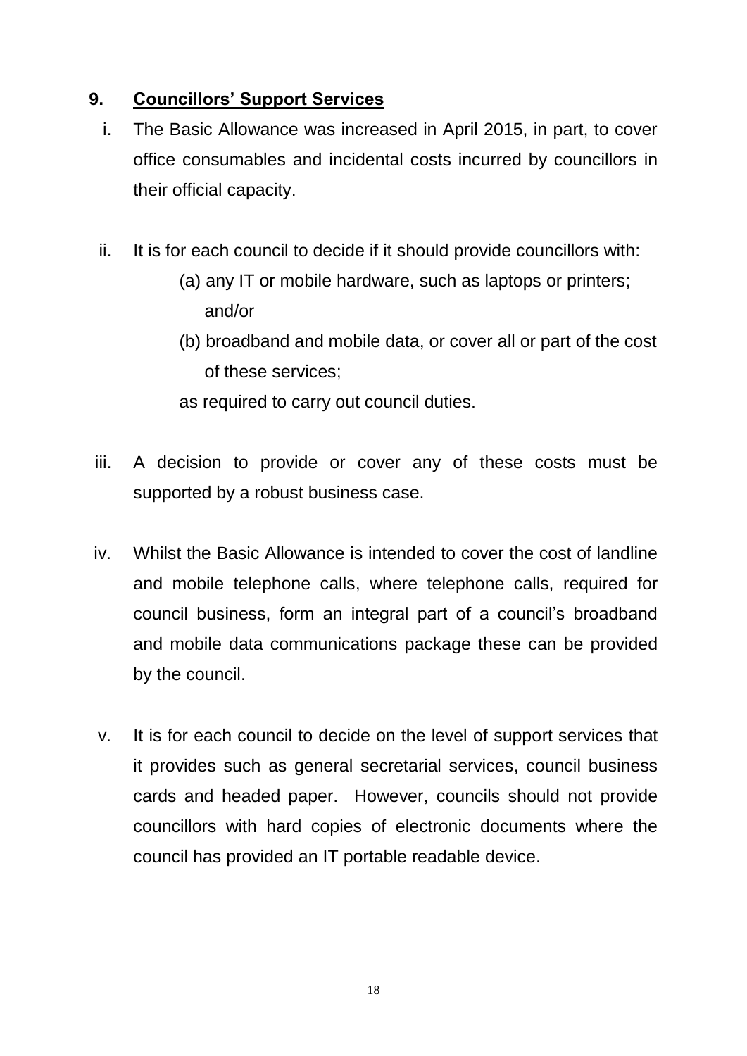## 9. Councillors' Support Services

i. The Basic Allowance was increased in April 2015, in part, to cover office consumables and incidental costs incurred by councillors in their official capacity.

ii. It is for each council to decide if it should provide councillors with:

   (a) any IT or mobile hardware, such as laptops or printers; and/or

   (b) broadband and mobile data, or cover all or part of the cost of these services;

   as required to carry out council duties.

iii. A decision to provide or cover any of these costs must be supported by a robust business case.

iv. Whilst the Basic Allowance is intended to cover the cost of landline and mobile telephone calls, where telephone calls, required for council business, form an integral part of a council's broadband and mobile data communications package these can be provided by the council.

v. It is for each council to decide on the level of support services that it provides such as general secretarial services, council business cards and headed paper. However, councils should not provide councillors with hard copies of electronic documents where the council has provided an IT portable readable device.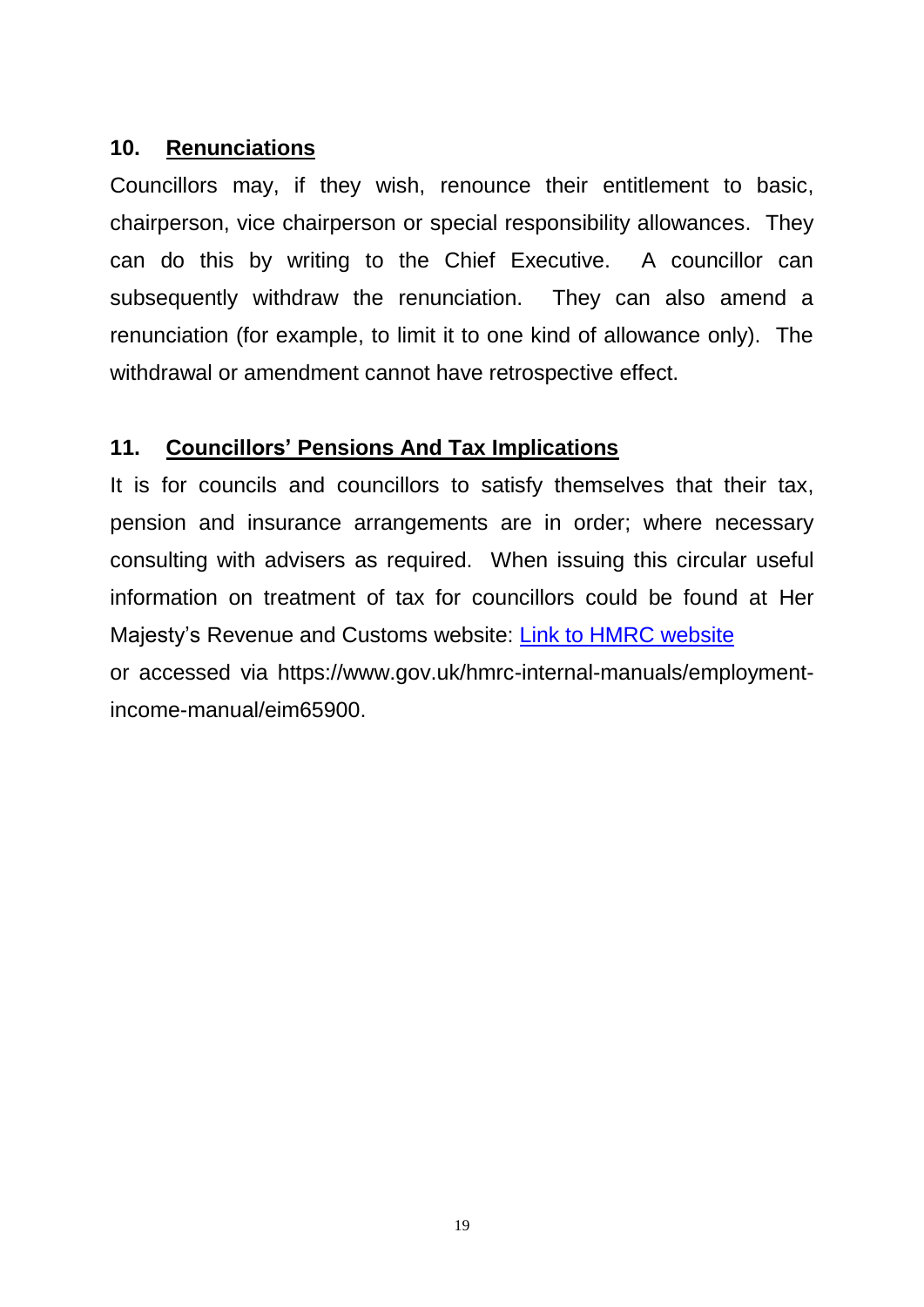## 10. Renunciations

Councillors may, if they wish, renounce their entitlement to basic, chairperson, vice chairperson or special responsibility allowances. They can do this by writing to the Chief Executive. A councillor can subsequently withdraw the renunciation. They can also amend a renunciation (for example, to limit it to one kind of allowance only). The withdrawal or amendment cannot have retrospective effect.

## 11. Councillors' Pensions And Tax Implications

It is for councils and councillors to satisfy themselves that their tax, pension and insurance arrangements are in order; where necessary consulting with advisers as required. When issuing this circular useful information on treatment of tax for councillors could be found at Her Majesty's Revenue and Customs website: Link to HMRC website or accessed via https://www.gov.uk/hmrc-internal-manuals/employment-income-manual/eim65900.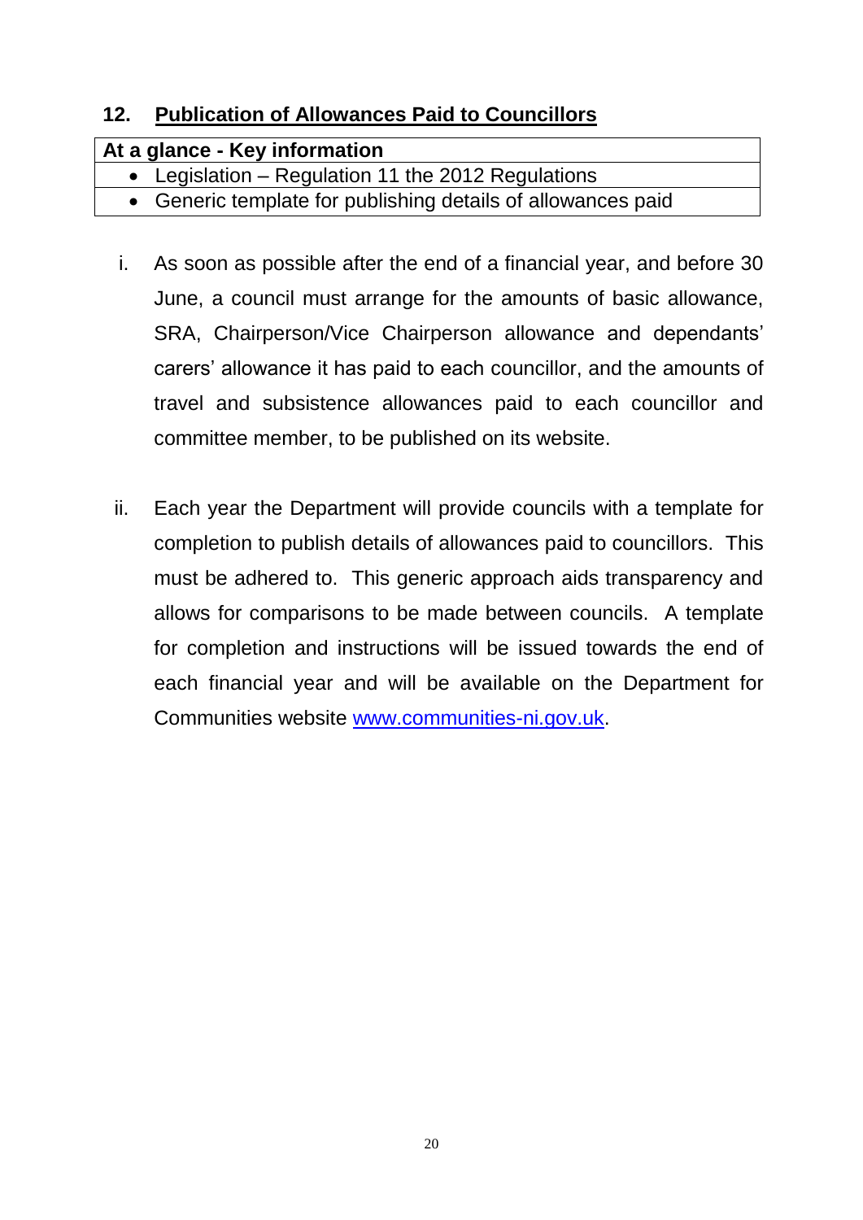## 12. Publication of Allowances Paid to Councillors

| At a glance - Key information |
|---|
| • Legislation – Regulation 11 the 2012 Regulations |
| • Generic template for publishing details of allowances paid |

i. As soon as possible after the end of a financial year, and before 30 June, a council must arrange for the amounts of basic allowance, SRA, Chairperson/Vice Chairperson allowance and dependants' carers' allowance it has paid to each councillor, and the amounts of travel and subsistence allowances paid to each councillor and committee member, to be published on its website.

ii. Each year the Department will provide councils with a template for completion to publish details of allowances paid to councillors. This must be adhered to. This generic approach aids transparency and allows for comparisons to be made between councils. A template for completion and instructions will be issued towards the end of each financial year and will be available on the Department for Communities website [www.communities-ni.gov.uk](http://www.communities-ni.gov.uk).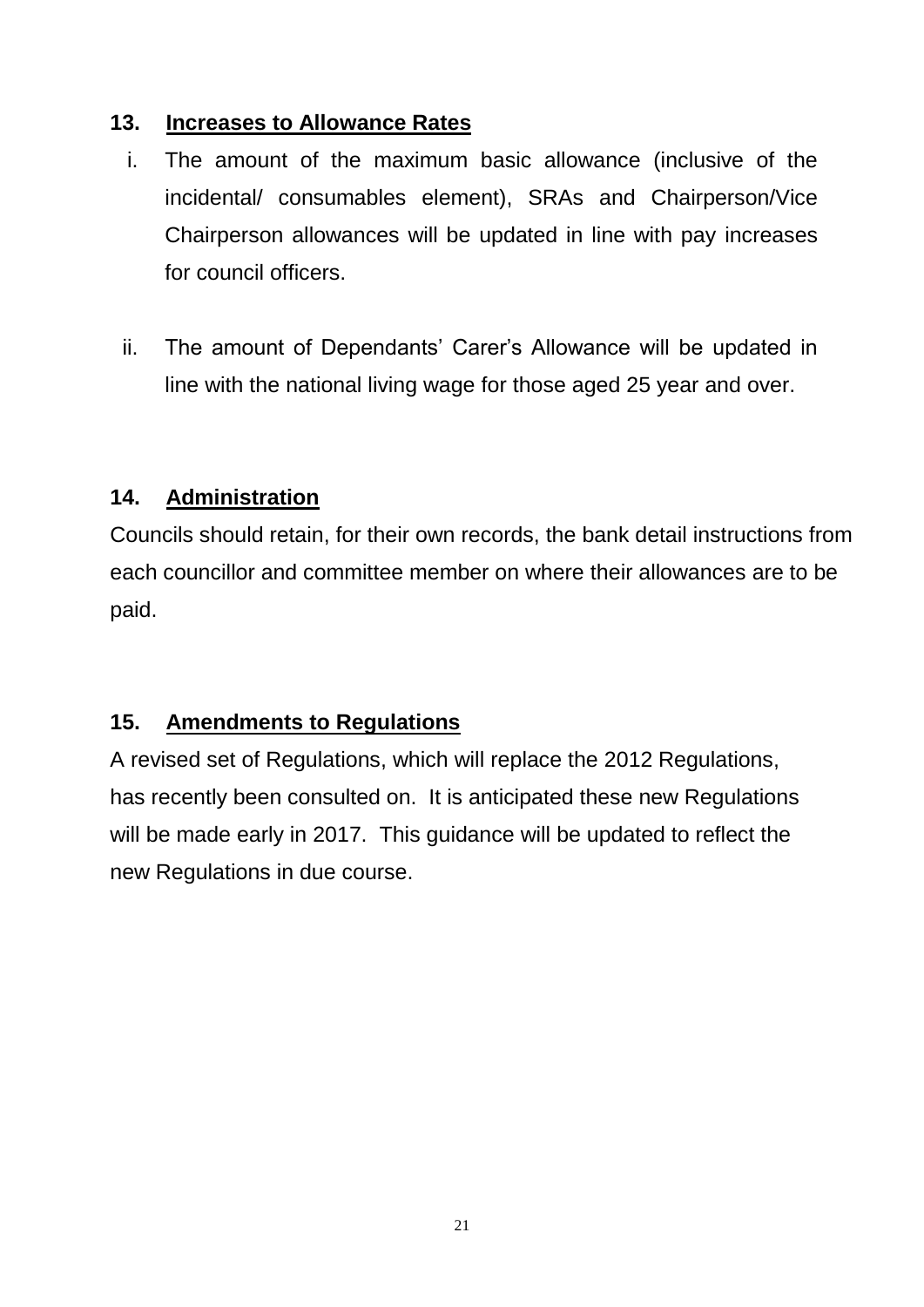## 13. Increases to Allowance Rates

i. The amount of the maximum basic allowance (inclusive of the incidental/ consumables element), SRAs and Chairperson/Vice Chairperson allowances will be updated in line with pay increases for council officers.

ii. The amount of Dependants' Carer's Allowance will be updated in line with the national living wage for those aged 25 year and over.

## 14. Administration

Councils should retain, for their own records, the bank detail instructions from each councillor and committee member on where their allowances are to be paid.

## 15. Amendments to Regulations

A revised set of Regulations, which will replace the 2012 Regulations, has recently been consulted on. It is anticipated these new Regulations will be made early in 2017. This guidance will be updated to reflect the new Regulations in due course.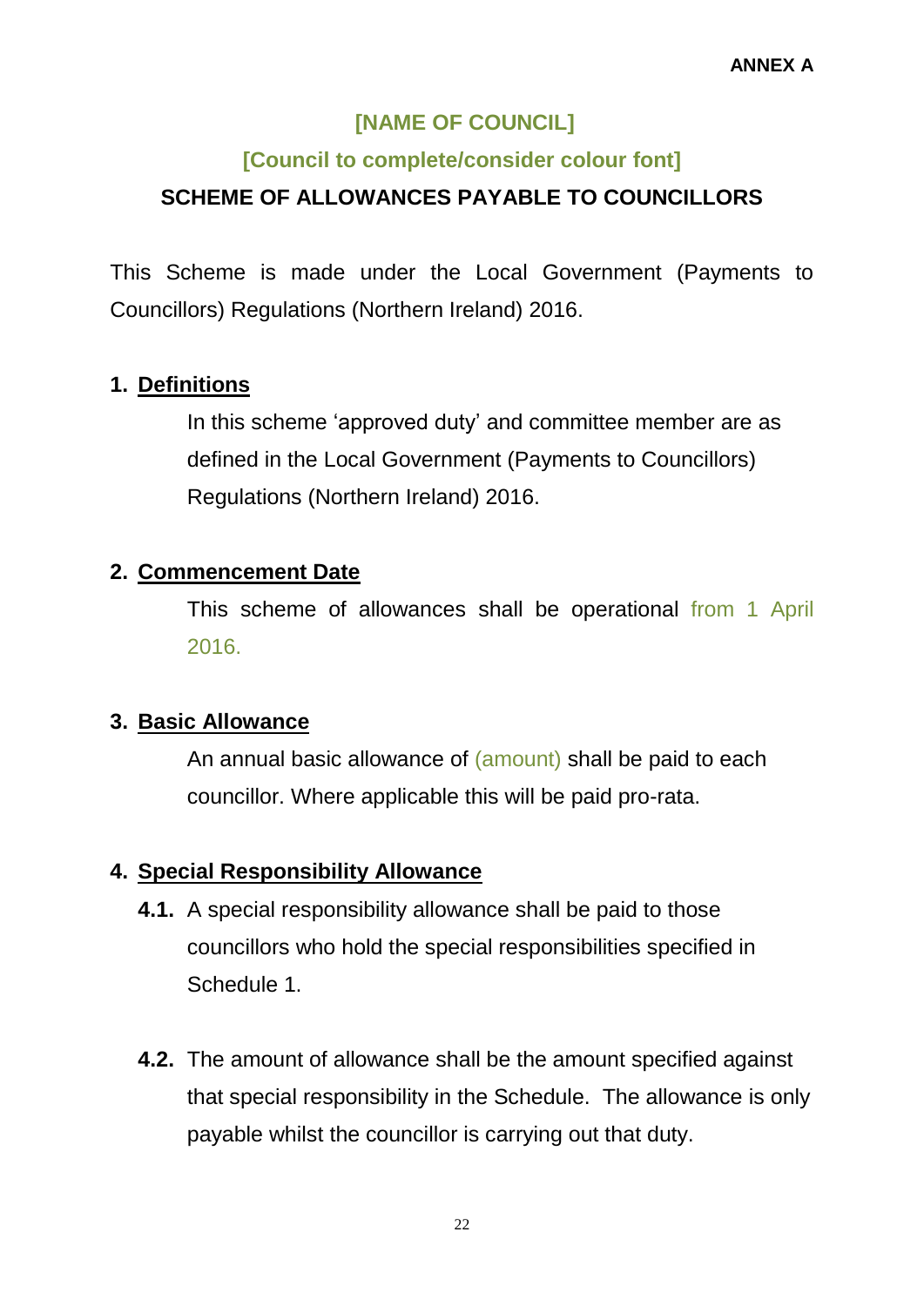**ANNEX A**

# [NAME OF COUNCIL]

## [Council to complete/consider colour font]

## SCHEME OF ALLOWANCES PAYABLE TO COUNCILLORS

This Scheme is made under the Local Government (Payments to Councillors) Regulations (Northern Ireland) 2016.

**1. Definitions**

In this scheme 'approved duty' and committee member are as defined in the Local Government (Payments to Councillors) Regulations (Northern Ireland) 2016.

**2. Commencement Date**

This scheme of allowances shall be operational from 1 April 2016.

**3. Basic Allowance**

An annual basic allowance of (amount) shall be paid to each councillor. Where applicable this will be paid pro-rata.

**4. Special Responsibility Allowance**

**4.1.** A special responsibility allowance shall be paid to those councillors who hold the special responsibilities specified in Schedule 1.

**4.2.** The amount of allowance shall be the amount specified against that special responsibility in the Schedule. The allowance is only payable whilst the councillor is carrying out that duty.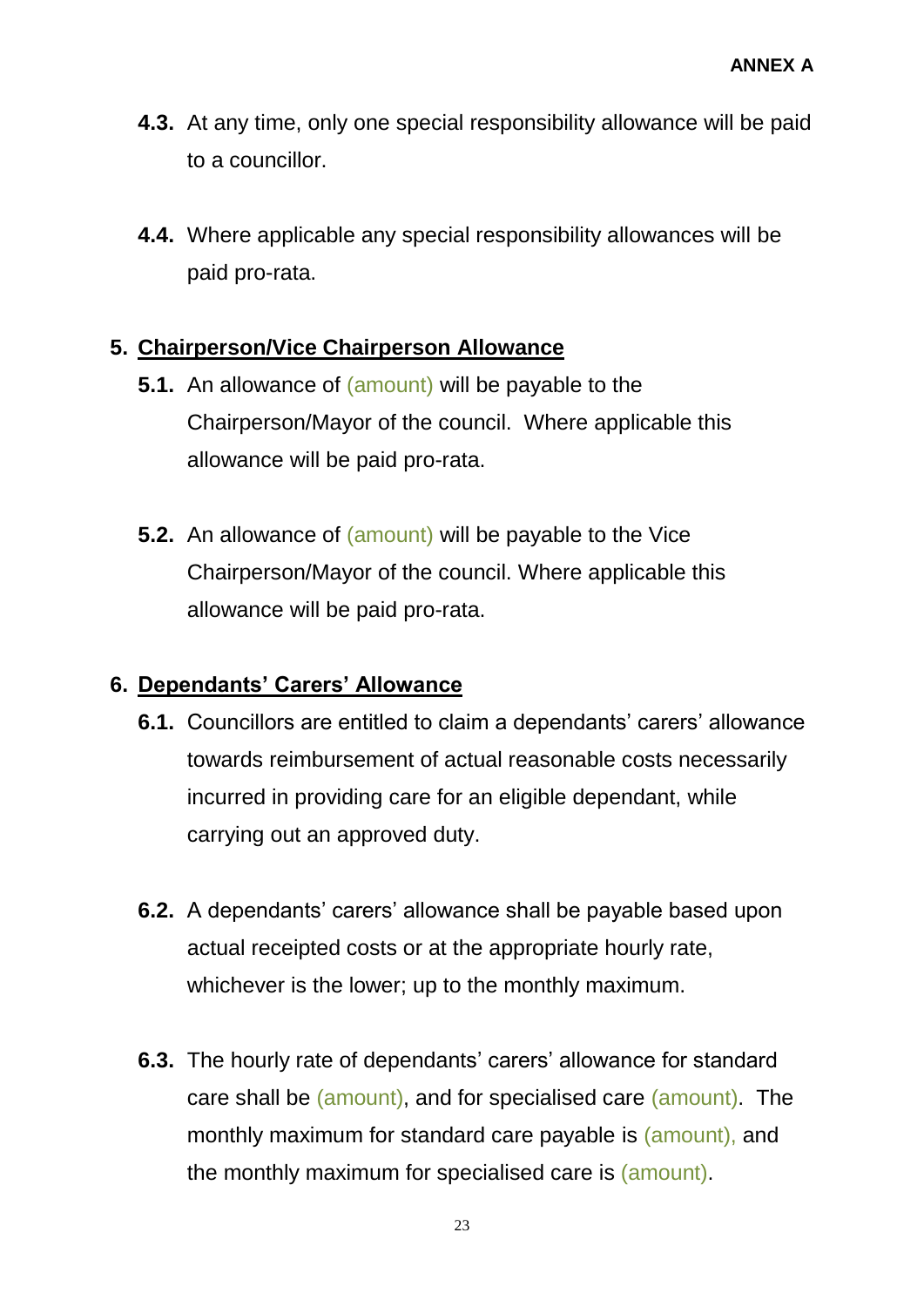**4.3.** At any time, only one special responsibility allowance will be paid to a councillor.

**4.4.** Where applicable any special responsibility allowances will be paid pro-rata.

## 5. Chairperson/Vice Chairperson Allowance

**5.1.** An allowance of (amount) will be payable to the Chairperson/Mayor of the council. Where applicable this allowance will be paid pro-rata.

**5.2.** An allowance of (amount) will be payable to the Vice Chairperson/Mayor of the council. Where applicable this allowance will be paid pro-rata.

## 6. Dependants' Carers' Allowance

**6.1.** Councillors are entitled to claim a dependants' carers' allowance towards reimbursement of actual reasonable costs necessarily incurred in providing care for an eligible dependant, while carrying out an approved duty.

**6.2.** A dependants' carers' allowance shall be payable based upon actual receipted costs or at the appropriate hourly rate, whichever is the lower; up to the monthly maximum.

**6.3.** The hourly rate of dependants' carers' allowance for standard care shall be (amount), and for specialised care (amount). The monthly maximum for standard care payable is (amount), and the monthly maximum for specialised care is (amount).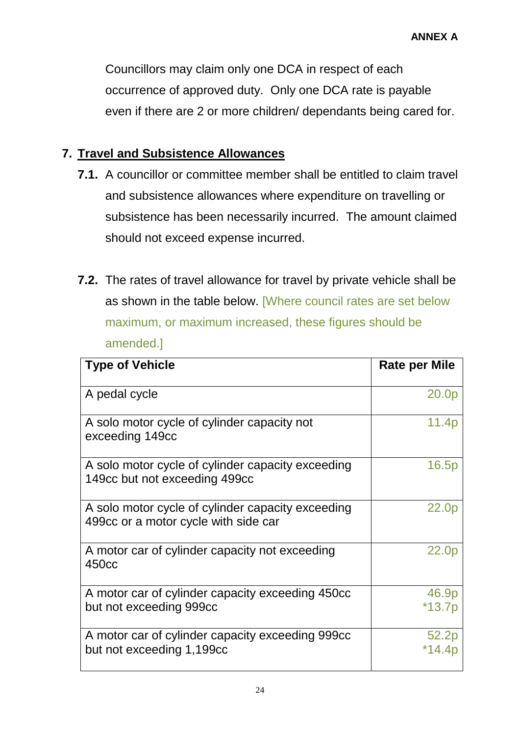Councillors may claim only one DCA in respect of each occurrence of approved duty. Only one DCA rate is payable even if there are 2 or more children/ dependants being cared for.

## 7. Travel and Subsistence Allowances

**7.1.** A councillor or committee member shall be entitled to claim travel and subsistence allowances where expenditure on travelling or subsistence has been necessarily incurred. The amount claimed should not exceed expense incurred.

**7.2.** The rates of travel allowance for travel by private vehicle shall be as shown in the table below. [Where council rates are set below maximum, or maximum increased, these figures should be amended.]

| Type of Vehicle | Rate per Mile |
|---|---|
| A pedal cycle | 20.0p |
| A solo motor cycle of cylinder capacity not exceeding 149cc | 11.4p |
| A solo motor cycle of cylinder capacity exceeding 149cc but not exceeding 499cc | 16.5p |
| A solo motor cycle of cylinder capacity exceeding 499cc or a motor cycle with side car | 22.0p |
| A motor car of cylinder capacity not exceeding 450cc | 22.0p |
| A motor car of cylinder capacity exceeding 450cc but not exceeding 999cc | 46.9p<br>*13.7p |
| A motor car of cylinder capacity exceeding 999cc but not exceeding 1,199cc | 52.2p<br>*14.4p |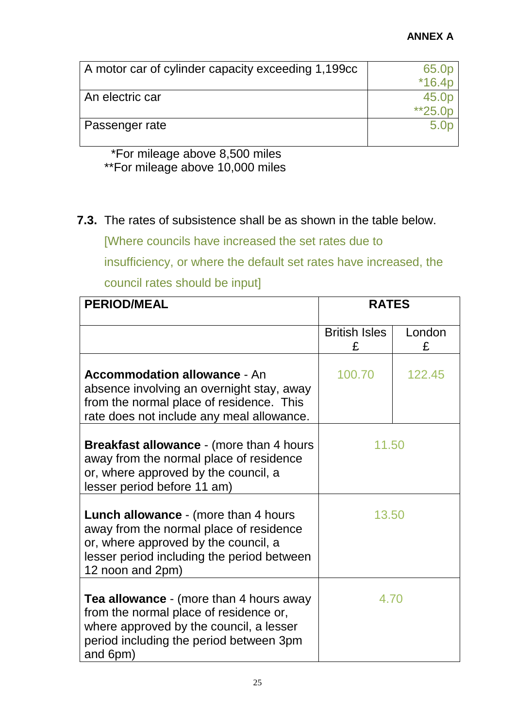**ANNEX A**

| | |
|---|---|
| A motor car of cylinder capacity exceeding 1,199cc | 65.0p *16.4p |
| An electric car | 45.0p **25.0p |
| Passenger rate | 5.0p |

*For mileage above 8,500 miles
**For mileage above 10,000 miles

**7.3.** The rates of subsistence shall be as shown in the table below. [Where councils have increased the set rates due to insufficiency, or where the default set rates have increased, the council rates should be input]

| **PERIOD/MEAL** | **RATES** | |
|---|---|---|
| | British Isles £ | London £ |
| **Accommodation allowance** - An absence involving an overnight stay, away from the normal place of residence. This rate does not include any meal allowance. | 100.70 | 122.45 |
| **Breakfast allowance** - (more than 4 hours away from the normal place of residence or, where approved by the council, a lesser period before 11 am) | 11.50 | |
| **Lunch allowance** - (more than 4 hours away from the normal place of residence or, where approved by the council, a lesser period including the period between 12 noon and 2pm) | 13.50 | |
| **Tea allowance** - (more than 4 hours away from the normal place of residence or, where approved by the council, a lesser period including the period between 3pm and 6pm) | 4.70 | |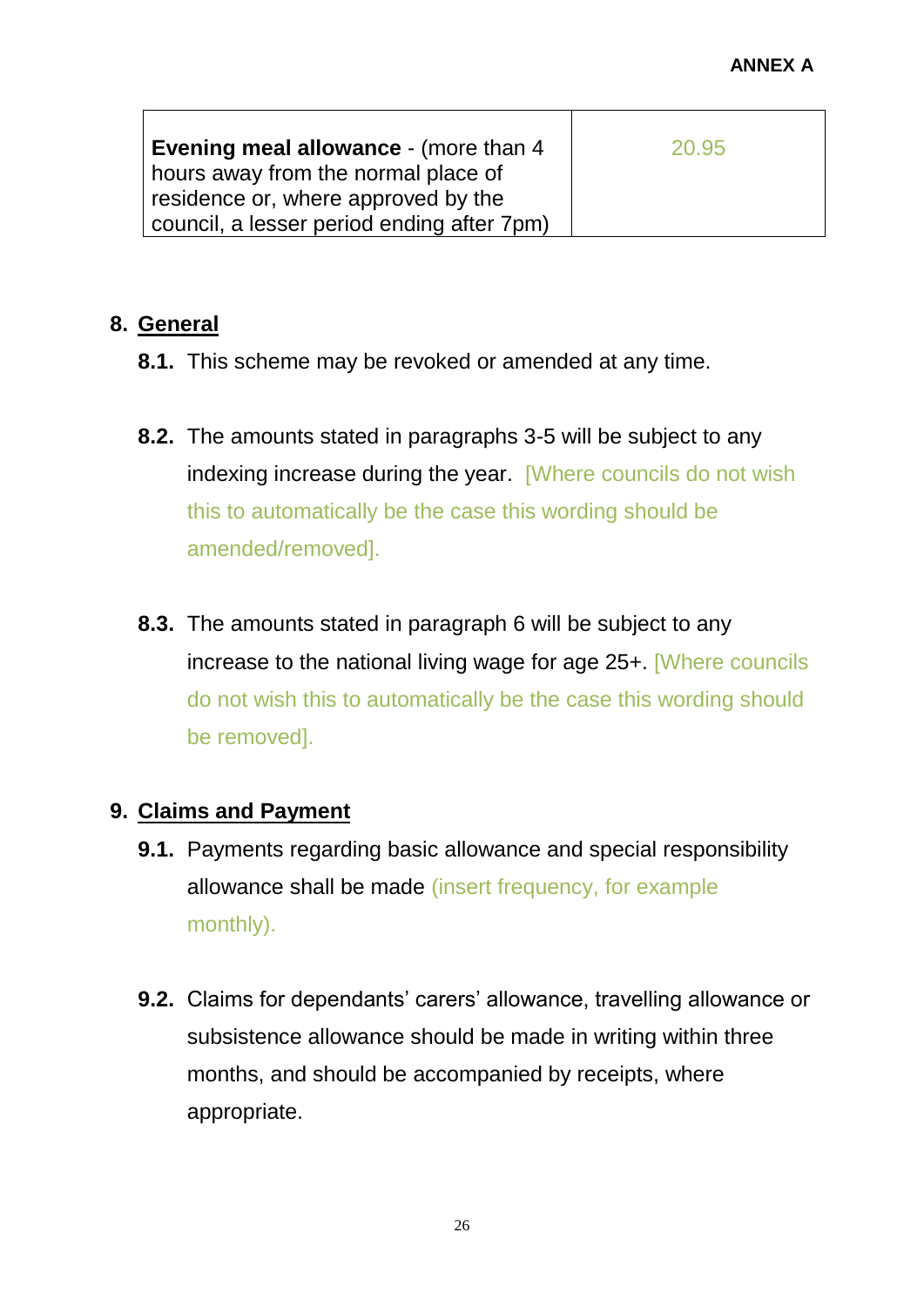| **Evening meal allowance** - (more than 4 hours away from the normal place of residence or, where approved by the council, a lesser period ending after 7pm) | 20.95 |
|---|---|

## 8. General

**8.1.** This scheme may be revoked or amended at any time.

**8.2.** The amounts stated in paragraphs 3-5 will be subject to any indexing increase during the year. [Where councils do not wish this to automatically be the case this wording should be amended/removed].

**8.3.** The amounts stated in paragraph 6 will be subject to any increase to the national living wage for age 25+. [Where councils do not wish this to automatically be the case this wording should be removed].

## 9. Claims and Payment

**9.1.** Payments regarding basic allowance and special responsibility allowance shall be made (insert frequency, for example monthly).

**9.2.** Claims for dependants' carers' allowance, travelling allowance or subsistence allowance should be made in writing within three months, and should be accompanied by receipts, where appropriate.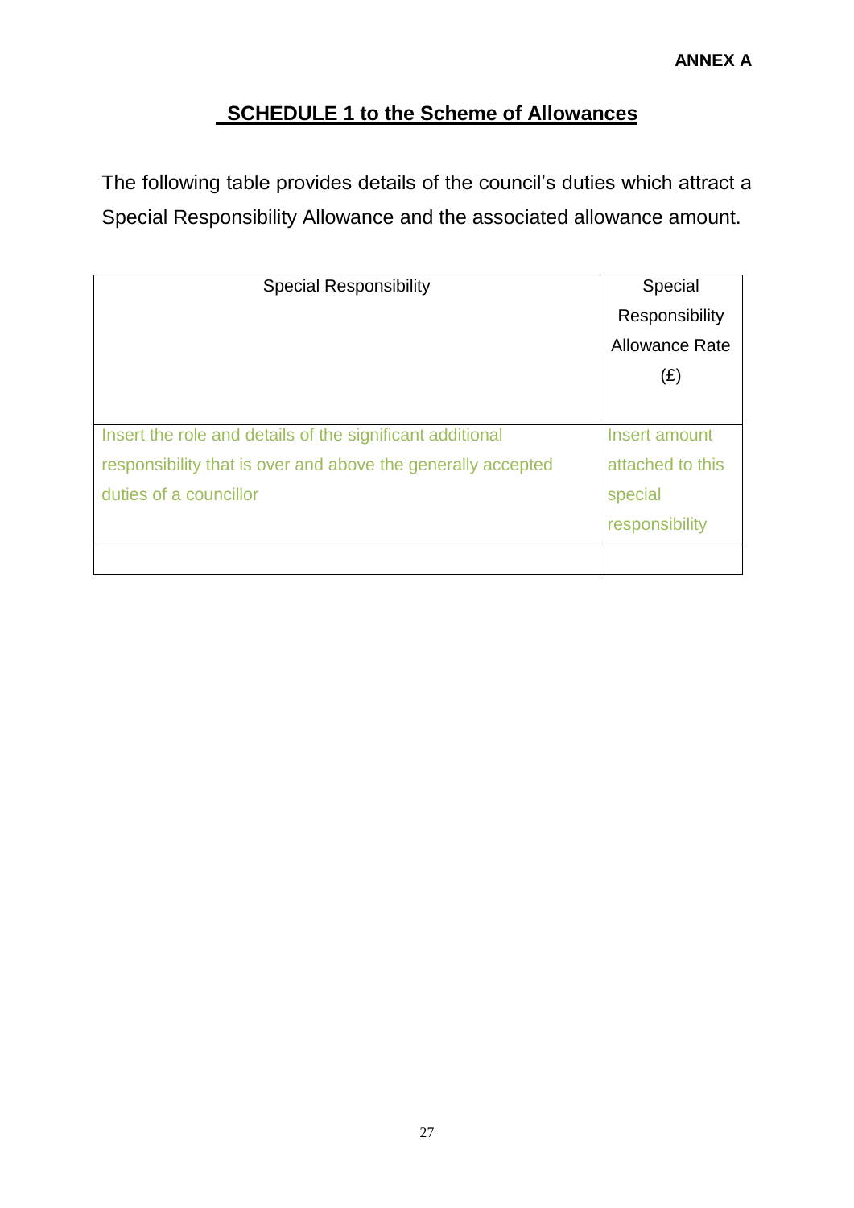**ANNEX A**

## SCHEDULE 1 to the Scheme of Allowances

The following table provides details of the council's duties which attract a Special Responsibility Allowance and the associated allowance amount.

| Special Responsibility | Special Responsibility Allowance Rate (£) |
|---|---|
| Insert the role and details of the significant additional responsibility that is over and above the generally accepted duties of a councillor | Insert amount attached to this special responsibility |
| | |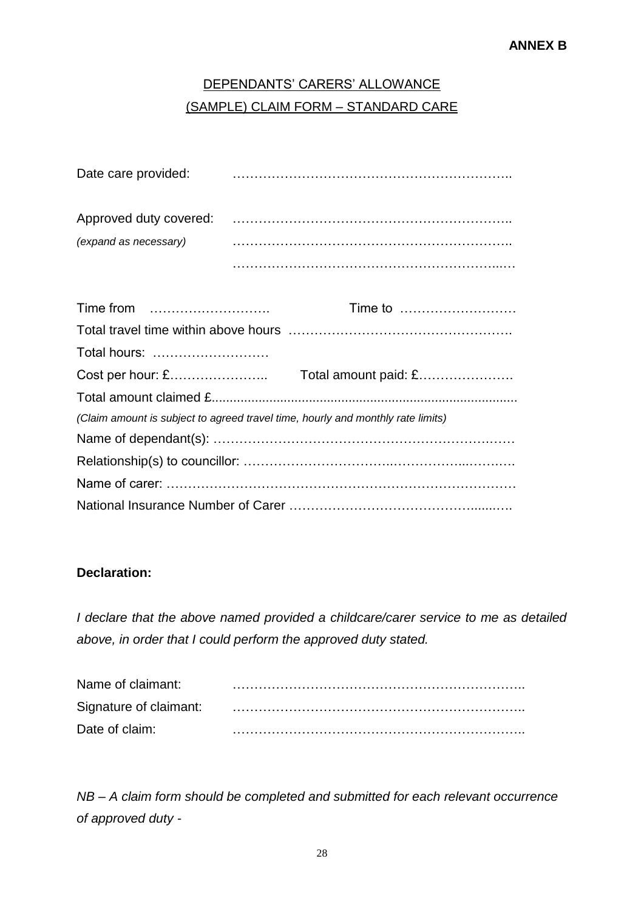**ANNEX B**

# DEPENDANTS' CARERS' ALLOWANCE
## (SAMPLE) CLAIM FORM – STANDARD CARE

Date care provided: ……………………………………………………….

Approved duty covered: ……………………………………………………….
*(expand as necessary)* ……………………………………………………….
……………………………………………………….

Time from ………………………. Time to ………………………

Total travel time within above hours ………………………………………….

Total hours: ………………………

Cost per hour: £………………….. Total amount paid: £………………….

Total amount claimed £....................................................................................

*(Claim amount is subject to agreed travel time, hourly and monthly rate limits)*

Name of dependant(s): ……………………………………………………………

Relationship(s) to councillor: ……………………………………………………….

Name of carer: ………………………………………………………………………

National Insurance Number of Carer ………………………………………….......

**Declaration:**

*I declare that the above named provided a childcare/carer service to me as detailed above, in order that I could perform the approved duty stated.*

Name of claimant: ………………………………………………………….

Signature of claimant: ………………………………………………………….

Date of claim: ………………………………………………………….

*NB – A claim form should be completed and submitted for each relevant occurrence of approved duty -*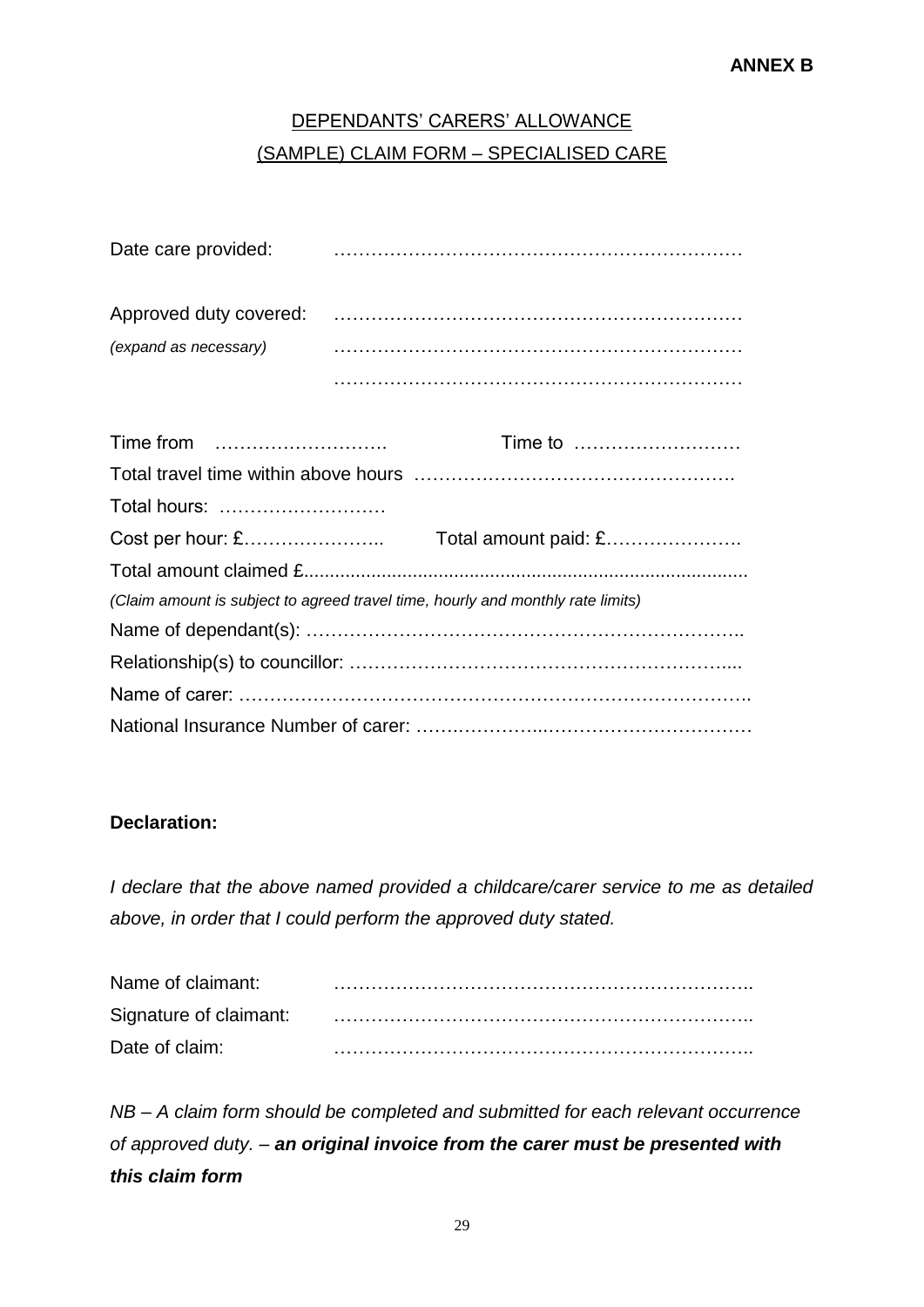**ANNEX B**

## DEPENDANTS' CARERS' ALLOWANCE
## (SAMPLE) CLAIM FORM – SPECIALISED CARE

Date care provided: …………………………………………………………

Approved duty covered: …………………………………………………………
*(expand as necessary)* …………………………………………………………
…………………………………………………………

Time from ………………………. Time to ………………………

Total travel time within above hours …………………………………………….

Total hours: ………………………

Cost per hour: £………………….. Total amount paid: £………………….

Total amount claimed £....................................................................................

*(Claim amount is subject to agreed travel time, hourly and monthly rate limits)*

Name of dependant(s): ……………………………………………………………..

Relationship(s) to councillor: …………………………………………………....

Name of carer: ……………………………………………………………………..

National Insurance Number of carer: …….……………..……………………………

**Declaration:**

*I declare that the above named provided a childcare/carer service to me as detailed above, in order that I could perform the approved duty stated.*

Name of claimant: …………………………………………………………..
Signature of claimant: …………………………………………………………..
Date of claim: …………………………………………………………..

*NB – A claim form should be completed and submitted for each relevant occurrence of approved duty. –* ***an original invoice from the carer must be presented with this claim form***